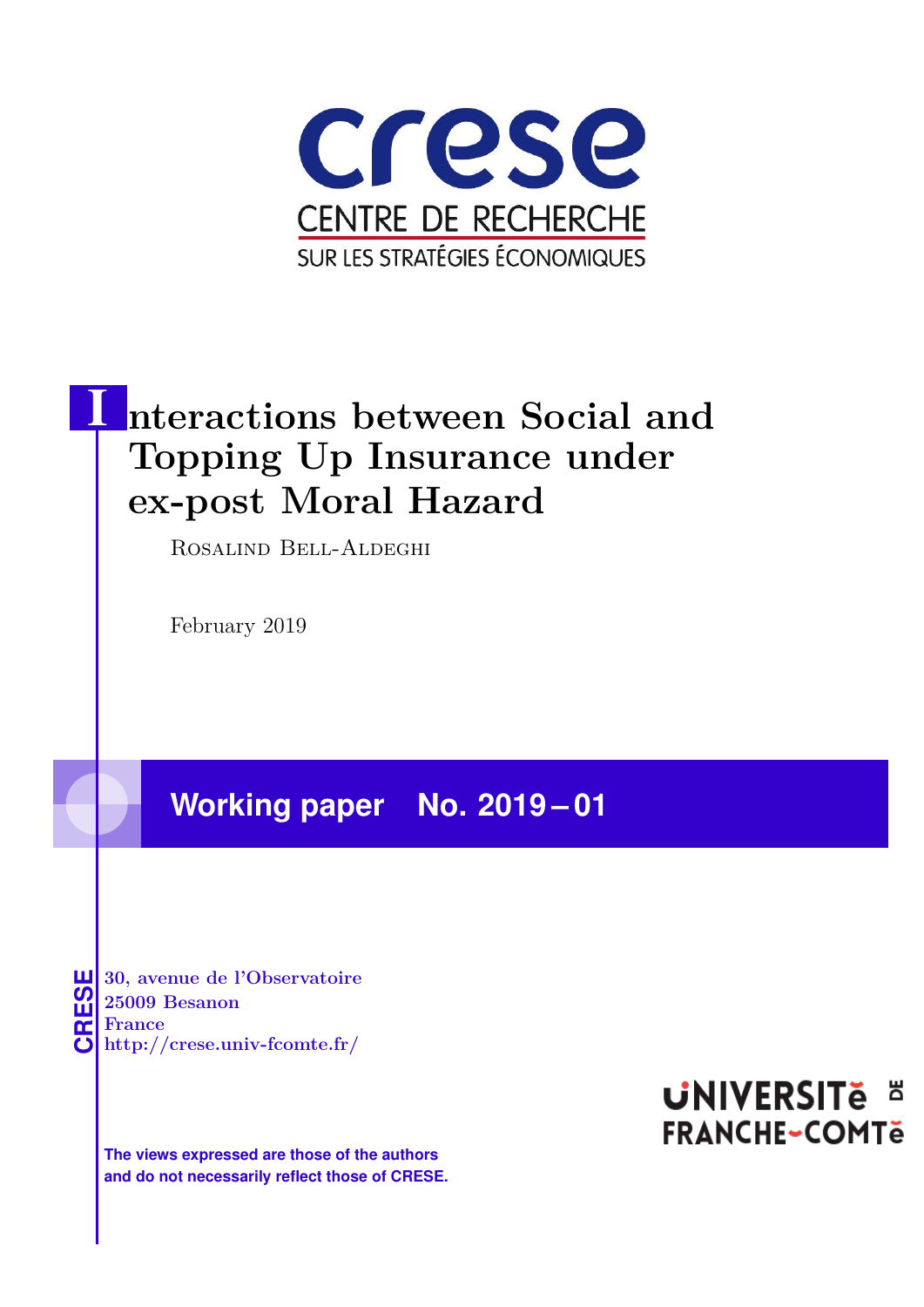crese
CENTRE DE RECHERCHE
SUR LES STRATÉGIES ÉCONOMIQUES

# Interactions between Social and Topping Up Insurance under ex-post Moral Hazard

Rosalind Bell-Aldeghi

February 2019

**Working paper No. 2019 – 01**

CRESE
30, avenue de l'Observatoire
25009 Besanon
France
http://crese.univ-fcomte.fr/

UNIVERSITé DE FRANCHE-COMTé

**The views expressed are those of the authors and do not necessarily reflect those of CRESE.**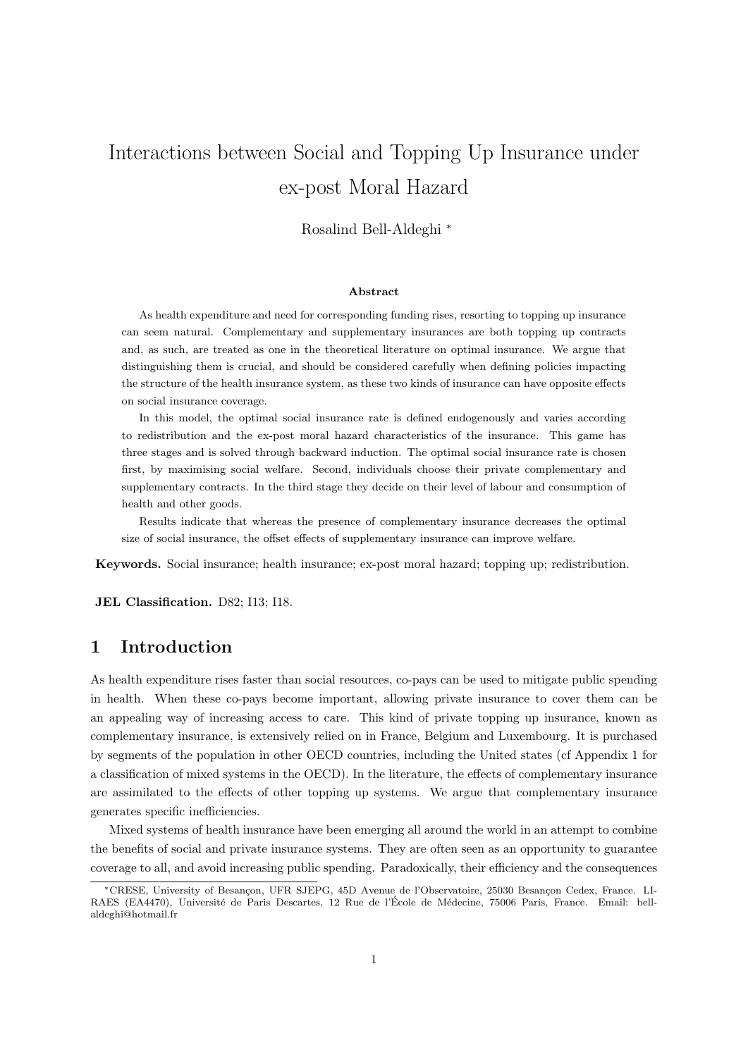# Interactions between Social and Topping Up Insurance under ex-post Moral Hazard

Rosalind Bell-Aldeghi *

**Abstract**

As health expenditure and need for corresponding funding rises, resorting to topping up insurance can seem natural. Complementary and supplementary insurances are both topping up contracts and, as such, are treated as one in the theoretical literature on optimal insurance. We argue that distinguishing them is crucial, and should be considered carefully when defining policies impacting the structure of the health insurance system, as these two kinds of insurance can have opposite effects on social insurance coverage.

In this model, the optimal social insurance rate is defined endogenously and varies according to redistribution and the ex-post moral hazard characteristics of the insurance. This game has three stages and is solved through backward induction. The optimal social insurance rate is chosen first, by maximising social welfare. Second, individuals choose their private complementary and supplementary contracts. In the third stage they decide on their level of labour and consumption of health and other goods.

Results indicate that whereas the presence of complementary insurance decreases the optimal size of social insurance, the offset effects of supplementary insurance can improve welfare.

**Keywords.** Social insurance; health insurance; ex-post moral hazard; topping up; redistribution.

**JEL Classification.** D82; I13; I18.

## 1 Introduction

As health expenditure rises faster than social resources, co-pays can be used to mitigate public spending in health. When these co-pays become important, allowing private insurance to cover them can be an appealing way of increasing access to care. This kind of private topping up insurance, known as complementary insurance, is extensively relied on in France, Belgium and Luxembourg. It is purchased by segments of the population in other OECD countries, including the United states (cf Appendix 1 for a classification of mixed systems in the OECD). In the literature, the effects of complementary insurance are assimilated to the effects of other topping up systems. We argue that complementary insurance generates specific inefficiencies.

Mixed systems of health insurance have been emerging all around the world in an attempt to combine the benefits of social and private insurance systems. They are often seen as an opportunity to guarantee coverage to all, and avoid increasing public spending. Paradoxically, their efficiency and the consequences

*CRESE, University of Besançon, UFR SJEPG, 45D Avenue de l'Observatoire, 25030 Besançon Cedex, France. LIRAES (EA4470), Université de Paris Descartes, 12 Rue de l'École de Médecine, 75006 Paris, France. Email: bell-aldeghi@hotmail.fr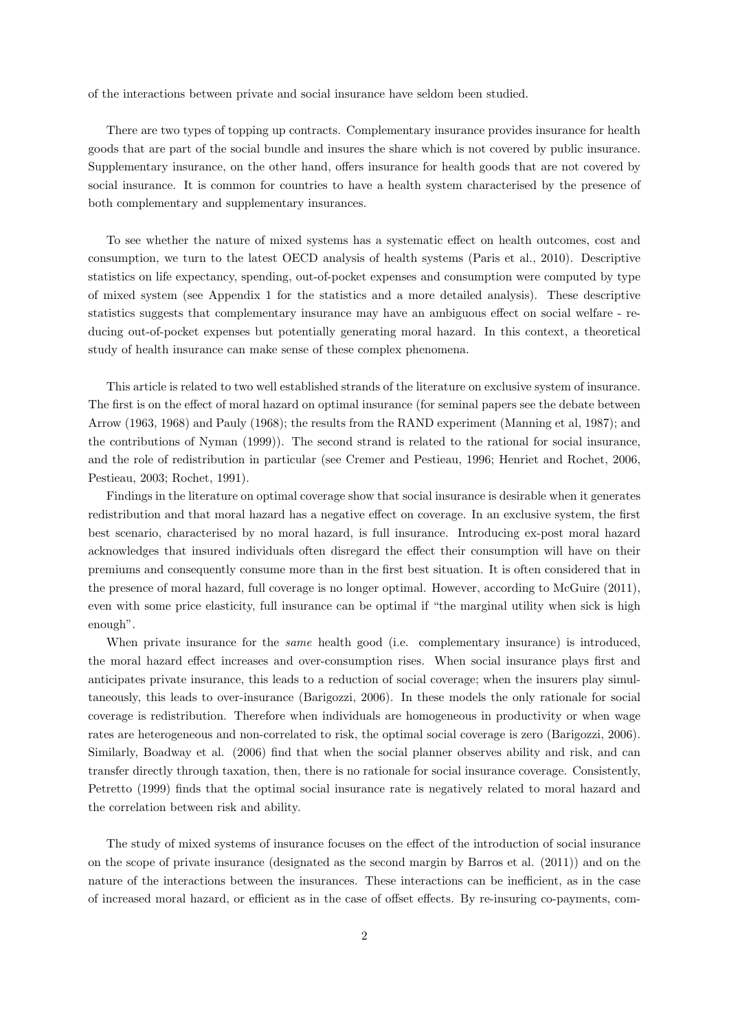of the interactions between private and social insurance have seldom been studied.

There are two types of topping up contracts. Complementary insurance provides insurance for health goods that are part of the social bundle and insures the share which is not covered by public insurance. Supplementary insurance, on the other hand, offers insurance for health goods that are not covered by social insurance. It is common for countries to have a health system characterised by the presence of both complementary and supplementary insurances.

To see whether the nature of mixed systems has a systematic effect on health outcomes, cost and consumption, we turn to the latest OECD analysis of health systems (Paris et al., 2010). Descriptive statistics on life expectancy, spending, out-of-pocket expenses and consumption were computed by type of mixed system (see Appendix 1 for the statistics and a more detailed analysis). These descriptive statistics suggests that complementary insurance may have an ambiguous effect on social welfare - reducing out-of-pocket expenses but potentially generating moral hazard. In this context, a theoretical study of health insurance can make sense of these complex phenomena.

This article is related to two well established strands of the literature on exclusive system of insurance. The first is on the effect of moral hazard on optimal insurance (for seminal papers see the debate between Arrow (1963, 1968) and Pauly (1968); the results from the RAND experiment (Manning et al, 1987); and the contributions of Nyman (1999)). The second strand is related to the rational for social insurance, and the role of redistribution in particular (see Cremer and Pestieau, 1996; Henriet and Rochet, 2006, Pestieau, 2003; Rochet, 1991).

Findings in the literature on optimal coverage show that social insurance is desirable when it generates redistribution and that moral hazard has a negative effect on coverage. In an exclusive system, the first best scenario, characterised by no moral hazard, is full insurance. Introducing ex-post moral hazard acknowledges that insured individuals often disregard the effect their consumption will have on their premiums and consequently consume more than in the first best situation. It is often considered that in the presence of moral hazard, full coverage is no longer optimal. However, according to McGuire (2011), even with some price elasticity, full insurance can be optimal if "the marginal utility when sick is high enough".

When private insurance for the *same* health good (i.e. complementary insurance) is introduced, the moral hazard effect increases and over-consumption rises. When social insurance plays first and anticipates private insurance, this leads to a reduction of social coverage; when the insurers play simultaneously, this leads to over-insurance (Barigozzi, 2006). In these models the only rationale for social coverage is redistribution. Therefore when individuals are homogeneous in productivity or when wage rates are heterogeneous and non-correlated to risk, the optimal social coverage is zero (Barigozzi, 2006). Similarly, Boadway et al. (2006) find that when the social planner observes ability and risk, and can transfer directly through taxation, then, there is no rationale for social insurance coverage. Consistently, Petretto (1999) finds that the optimal social insurance rate is negatively related to moral hazard and the correlation between risk and ability.

The study of mixed systems of insurance focuses on the effect of the introduction of social insurance on the scope of private insurance (designated as the second margin by Barros et al. (2011)) and on the nature of the interactions between the insurances. These interactions can be inefficient, as in the case of increased moral hazard, or efficient as in the case of offset effects. By re-insuring co-payments, com-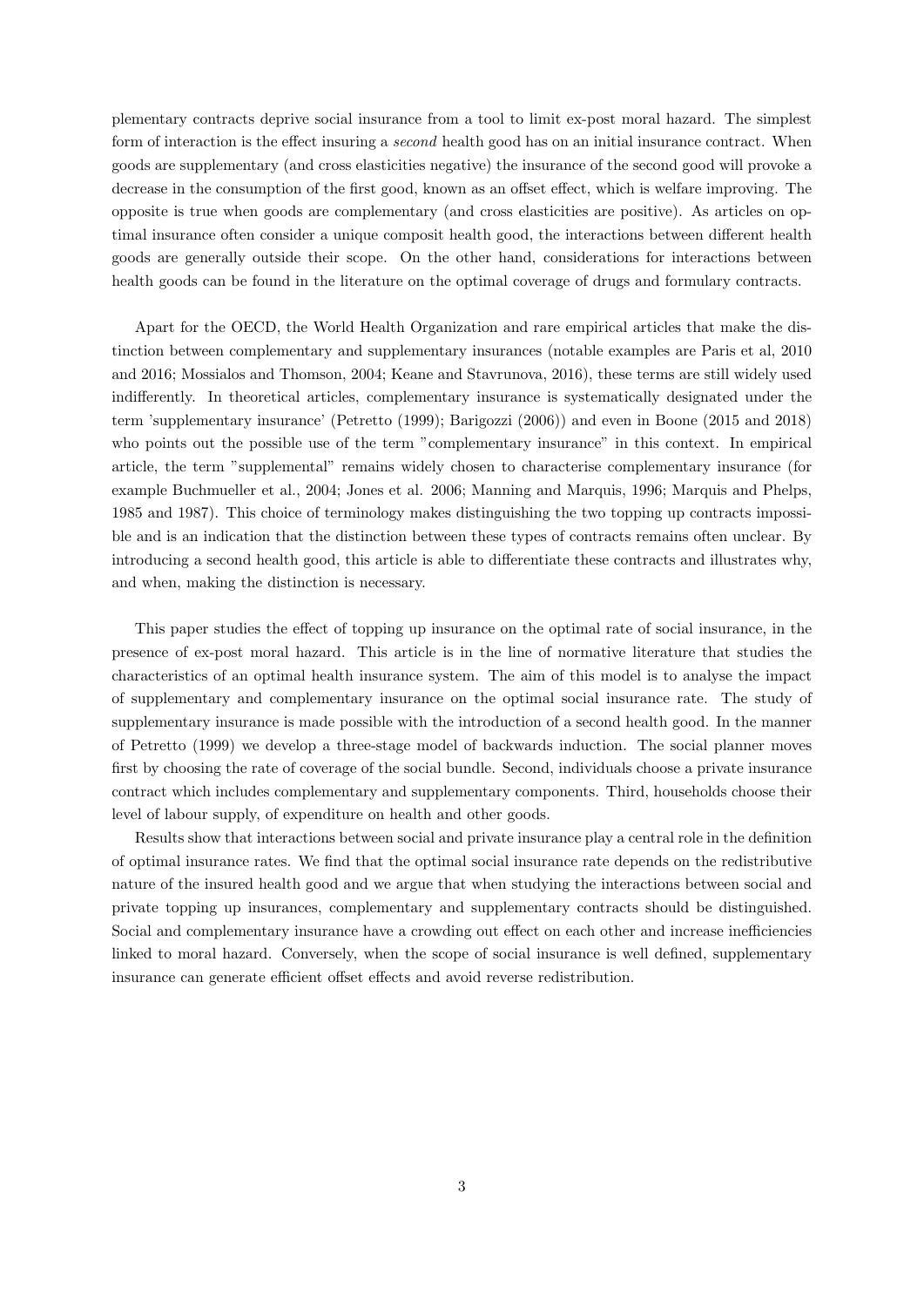plementary contracts deprive social insurance from a tool to limit ex-post moral hazard. The simplest form of interaction is the effect insuring a *second* health good has on an initial insurance contract. When goods are supplementary (and cross elasticities negative) the insurance of the second good will provoke a decrease in the consumption of the first good, known as an offset effect, which is welfare improving. The opposite is true when goods are complementary (and cross elasticities are positive). As articles on optimal insurance often consider a unique composit health good, the interactions between different health goods are generally outside their scope. On the other hand, considerations for interactions between health goods can be found in the literature on the optimal coverage of drugs and formulary contracts.

Apart for the OECD, the World Health Organization and rare empirical articles that make the distinction between complementary and supplementary insurances (notable examples are Paris et al, 2010 and 2016; Mossialos and Thomson, 2004; Keane and Stavrunova, 2016), these terms are still widely used indifferently. In theoretical articles, complementary insurance is systematically designated under the term 'supplementary insurance' (Petretto (1999); Barigozzi (2006)) and even in Boone (2015 and 2018) who points out the possible use of the term "complementary insurance" in this context. In empirical article, the term "supplemental" remains widely chosen to characterise complementary insurance (for example Buchmueller et al., 2004; Jones et al. 2006; Manning and Marquis, 1996; Marquis and Phelps, 1985 and 1987). This choice of terminology makes distinguishing the two topping up contracts impossible and is an indication that the distinction between these types of contracts remains often unclear. By introducing a second health good, this article is able to differentiate these contracts and illustrates why, and when, making the distinction is necessary.

This paper studies the effect of topping up insurance on the optimal rate of social insurance, in the presence of ex-post moral hazard. This article is in the line of normative literature that studies the characteristics of an optimal health insurance system. The aim of this model is to analyse the impact of supplementary and complementary insurance on the optimal social insurance rate. The study of supplementary insurance is made possible with the introduction of a second health good. In the manner of Petretto (1999) we develop a three-stage model of backwards induction. The social planner moves first by choosing the rate of coverage of the social bundle. Second, individuals choose a private insurance contract which includes complementary and supplementary components. Third, households choose their level of labour supply, of expenditure on health and other goods.

Results show that interactions between social and private insurance play a central role in the definition of optimal insurance rates. We find that the optimal social insurance rate depends on the redistributive nature of the insured health good and we argue that when studying the interactions between social and private topping up insurances, complementary and supplementary contracts should be distinguished. Social and complementary insurance have a crowding out effect on each other and increase inefficiencies linked to moral hazard. Conversely, when the scope of social insurance is well defined, supplementary insurance can generate efficient offset effects and avoid reverse redistribution.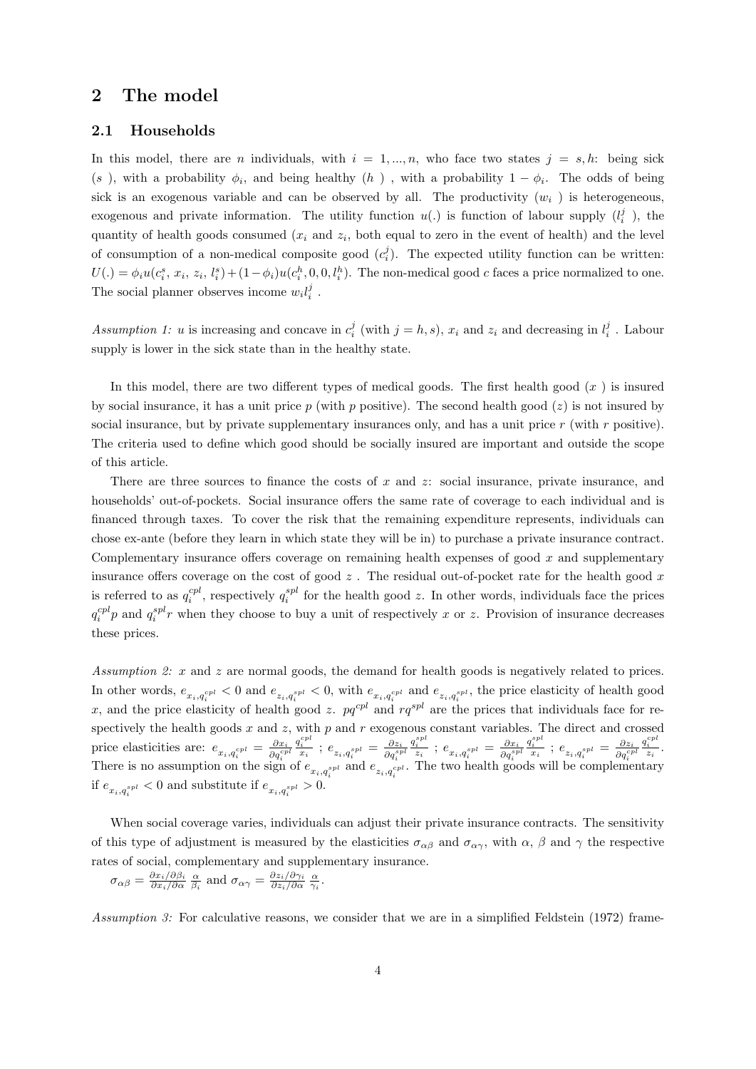# 2 The model

## 2.1 Households

In this model, there are $n$ individuals, with $i = 1, ..., n$, who face two states $j = s, h$: being sick ($s$ ), with a probability $\phi_i$, and being healthy ($h$ ) , with a probability $1 - \phi_i$. The odds of being sick is an exogenous variable and can be observed by all. The productivity ($w_i$ ) is heterogeneous, exogenous and private information. The utility function $u(.)$ is function of labour supply ($l_i^j$ ), the quantity of health goods consumed ($x_i$ and $z_i$, both equal to zero in the event of health) and the level of consumption of a non-medical composite good ($c_i^j$). The expected utility function can be written: $U(.) = \phi_i u(c_i^s, x_i, z_i, l_i^s) + (1 - \phi_i) u(c_i^h, 0, 0, l_i^h)$. The non-medical good $c$ faces a price normalized to one. The social planner observes income $w_i l_i^j$ .

*Assumption 1:* $u$ is increasing and concave in $c_i^j$ (with $j = h, s$), $x_i$ and $z_i$ and decreasing in $l_i^j$ . Labour supply is lower in the sick state than in the healthy state.

In this model, there are two different types of medical goods. The first health good ($x$ ) is insured by social insurance, it has a unit price $p$ (with $p$ positive). The second health good ($z$) is not insured by social insurance, but by private supplementary insurances only, and has a unit price $r$ (with $r$ positive). The criteria used to define which good should be socially insured are important and outside the scope of this article.

There are three sources to finance the costs of $x$ and $z$: social insurance, private insurance, and households' out-of-pockets. Social insurance offers the same rate of coverage to each individual and is financed through taxes. To cover the risk that the remaining expenditure represents, individuals can chose ex-ante (before they learn in which state they will be in) to purchase a private insurance contract. Complementary insurance offers coverage on remaining health expenses of good $x$ and supplementary insurance offers coverage on the cost of good $z$ . The residual out-of-pocket rate for the health good $x$ is referred to as $q_i^{cpl}$, respectively $q_i^{spl}$ for the health good $z$. In other words, individuals face the prices $q_i^{cpl} p$ and $q_i^{spl} r$ when they choose to buy a unit of respectively $x$ or $z$. Provision of insurance decreases these prices.

*Assumption 2:* $x$ and $z$ are normal goods, the demand for health goods is negatively related to prices. In other words, $e_{x_i, q_i^{cpl}} < 0$ and $e_{z_i, q_i^{spl}} < 0$, with $e_{x_i, q_i^{cpl}}$ and $e_{z_i, q_i^{spl}}$, the price elasticity of health good $x$, and the price elasticity of health good $z$. $pq^{cpl}$ and $rq^{spl}$ are the prices that individuals face for respectively the health goods $x$ and $z$, with $p$ and $r$ exogenous constant variables. The direct and crossed price elasticities are: $e_{x_i, q_i^{cpl}} = \frac{\partial x_i}{\partial q_i^{cpl}} \frac{q_i^{cpl}}{x_i}$ ; $e_{z_i, q_i^{spl}} = \frac{\partial z_i}{\partial q_i^{spl}} \frac{q_i^{spl}}{z_i}$ ; $e_{x_i, q_i^{spl}} = \frac{\partial x_i}{\partial q_i^{spl}} \frac{q_i^{spl}}{x_i}$ ; $e_{z_i, q_i^{cpl}} = \frac{\partial z_i}{\partial q_i^{cpl}} \frac{q_i^{cpl}}{z_i}$. There is no assumption on the sign of $e_{x_i, q_i^{spl}}$ and $e_{z_i, q_i^{cpl}}$. The two health goods will be complementary if $e_{x_i, q_i^{spl}} < 0$ and substitute if $e_{x_i, q_i^{spl}} > 0$.

When social coverage varies, individuals can adjust their private insurance contracts. The sensitivity of this type of adjustment is measured by the elasticities $\sigma_{\alpha\beta}$ and $\sigma_{\alpha\gamma}$, with $\alpha$, $\beta$ and $\gamma$ the respective rates of social, complementary and supplementary insurance.

$\sigma_{\alpha\beta} = \frac{\partial x_i / \partial \beta_i}{\partial x_i / \partial \alpha} \frac{\alpha}{\beta_i}$ and $\sigma_{\alpha\gamma} = \frac{\partial z_i / \partial \gamma_i}{\partial z_i / \partial \alpha} \frac{\alpha}{\gamma_i}$.

*Assumption 3:* For calculative reasons, we consider that we are in a simplified Feldstein (1972) frame-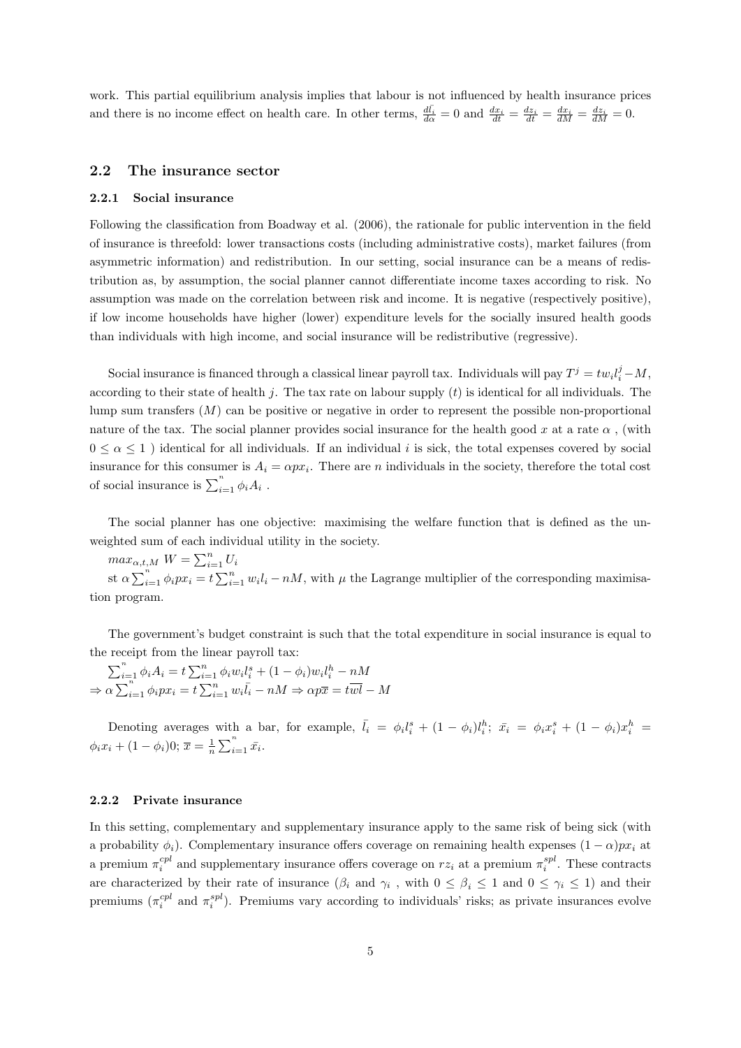work. This partial equilibrium analysis implies that labour is not influenced by health insurance prices and there is no income effect on health care. In other terms, $\frac{d\bar{l_i}}{d\alpha} = 0$ and $\frac{dx_i}{dt} = \frac{dz_i}{dt} = \frac{dx_i}{dM} = \frac{dz_i}{dM} = 0$.

## 2.2 The insurance sector

### 2.2.1 Social insurance

Following the classification from Boadway et al. (2006), the rationale for public intervention in the field of insurance is threefold: lower transactions costs (including administrative costs), market failures (from asymmetric information) and redistribution. In our setting, social insurance can be a means of redistribution as, by assumption, the social planner cannot differentiate income taxes according to risk. No assumption was made on the correlation between risk and income. It is negative (respectively positive), if low income households have higher (lower) expenditure levels for the socially insured health goods than individuals with high income, and social insurance will be redistributive (regressive).

Social insurance is financed through a classical linear payroll tax. Individuals will pay $T^j = tw_i l_i^j - M$, according to their state of health $j$. The tax rate on labour supply ($t$) is identical for all individuals. The lump sum transfers ($M$) can be positive or negative in order to represent the possible non-proportional nature of the tax. The social planner provides social insurance for the health good $x$ at a rate $\alpha$ , (with $0 \leq \alpha \leq 1$ ) identical for all individuals. If an individual $i$ is sick, the total expenses covered by social insurance for this consumer is $A_i = \alpha p x_i$. There are $n$ individuals in the society, therefore the total cost of social insurance is $\sum_{i=1}^{n} \phi_i A_i$ .

The social planner has one objective: maximising the welfare function that is defined as the unweighted sum of each individual utility in the society.

$max_{\alpha,t,M} \; W = \sum_{i=1}^{n} U_i$

st $\alpha \sum_{i=1}^{n} \phi_i p x_i = t \sum_{i=1}^{n} w_i l_i - nM$, with $\mu$ the Lagrange multiplier of the corresponding maximisation program.

The government's budget constraint is such that the total expenditure in social insurance is equal to the receipt from the linear payroll tax:

$\sum_{i=1}^{n} \phi_i A_i = t \sum_{i=1}^{n} \phi_i w_i l_i^s + (1-\phi_i) w_i l_i^h - nM$
$\Rightarrow \alpha \sum_{i=1}^{n} \phi_i p x_i = t \sum_{i=1}^{n} w_i \bar{l_i} - nM \Rightarrow \alpha p \overline{x} = t\overline{wl} - M$

Denoting averages with a bar, for example, $\bar{l_i} = \phi_i l_i^s + (1-\phi_i) l_i^h$; $\bar{x_i} = \phi_i x_i^s + (1-\phi_i) x_i^h = \phi_i x_i + (1-\phi_i)0$; $\overline{x} = \frac{1}{n}\sum_{i=1}^{n} \bar{x_i}$.

### 2.2.2 Private insurance

In this setting, complementary and supplementary insurance apply to the same risk of being sick (with a probability $\phi_i$). Complementary insurance offers coverage on remaining health expenses $(1-\alpha)px_i$ at a premium $\pi_i^{cpl}$ and supplementary insurance offers coverage on $rz_i$ at a premium $\pi_i^{spl}$. These contracts are characterized by their rate of insurance ($\beta_i$ and $\gamma_i$ , with $0 \leq \beta_i \leq 1$ and $0 \leq \gamma_i \leq 1$) and their premiums ($\pi_i^{cpl}$ and $\pi_i^{spl}$). Premiums vary according to individuals' risks; as private insurances evolve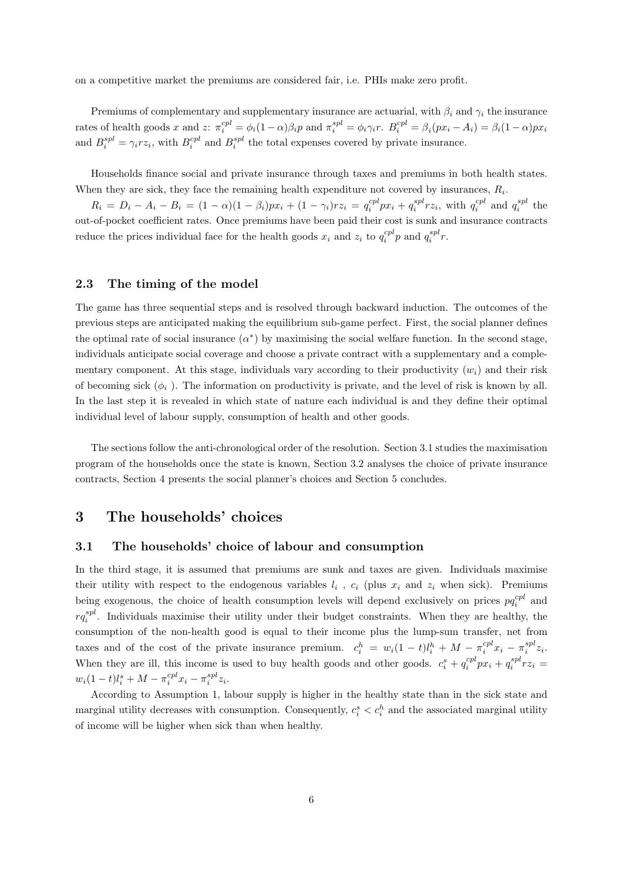on a competitive market the premiums are considered fair, i.e. PHIs make zero profit.

Premiums of complementary and supplementary insurance are actuarial, with $\beta_i$ and $\gamma_i$ the insurance rates of health goods $x$ and $z$: $\pi_i^{cpl} = \phi_i(1-\alpha)\beta_i p$ and $\pi_i^{spl} = \phi_i \gamma_i r$. $B_i^{cpl} = \beta_i(px_i - A_i) = \beta_i(1-\alpha)px_i$ and $B_i^{spl} = \gamma_i r z_i$, with $B_i^{cpl}$ and $B_i^{spl}$ the total expenses covered by private insurance.

Households finance social and private insurance through taxes and premiums in both health states. When they are sick, they face the remaining health expenditure not covered by insurances, $R_i$.

$R_i = D_i - A_i - B_i = (1-\alpha)(1-\beta_i)px_i + (1-\gamma_i)rz_i = q_i^{cpl}px_i + q_i^{spl}rz_i$, with $q_i^{cpl}$ and $q_i^{spl}$ the out-of-pocket coefficient rates. Once premiums have been paid their cost is sunk and insurance contracts reduce the prices individual face for the health goods $x_i$ and $z_i$ to $q_i^{cpl}p$ and $q_i^{spl}r$.

### 2.3 The timing of the model

The game has three sequential steps and is resolved through backward induction. The outcomes of the previous steps are anticipated making the equilibrium sub-game perfect. First, the social planner defines the optimal rate of social insurance ($\alpha^*$) by maximising the social welfare function. In the second stage, individuals anticipate social coverage and choose a private contract with a supplementary and a complementary component. At this stage, individuals vary according to their productivity ($w_i$) and their risk of becoming sick ($\phi_i$ ). The information on productivity is private, and the level of risk is known by all. In the last step it is revealed in which state of nature each individual is and they define their optimal individual level of labour supply, consumption of health and other goods.

The sections follow the anti-chronological order of the resolution. Section 3.1 studies the maximisation program of the households once the state is known, Section 3.2 analyses the choice of private insurance contracts, Section 4 presents the social planner's choices and Section 5 concludes.

## 3 The households' choices

### 3.1 The households' choice of labour and consumption

In the third stage, it is assumed that premiums are sunk and taxes are given. Individuals maximise their utility with respect to the endogenous variables $l_i$ , $c_i$ (plus $x_i$ and $z_i$ when sick). Premiums being exogenous, the choice of health consumption levels will depend exclusively on prices $pq_i^{cpl}$ and $rq_i^{spl}$. Individuals maximise their utility under their budget constraints. When they are healthy, the consumption of the non-health good is equal to their income plus the lump-sum transfer, net from taxes and of the cost of the private insurance premium. $c_i^h = w_i(1-t)l_i^h + M - \pi_i^{cpl}x_i - \pi_i^{spl}z_i$. When they are ill, this income is used to buy health goods and other goods. $c_i^s + q_i^{cpl}px_i + q_i^{spl}rz_i = w_i(1-t)l_i^s + M - \pi_i^{cpl}x_i - \pi_i^{spl}z_i$.

According to Assumption 1, labour supply is higher in the healthy state than in the sick state and marginal utility decreases with consumption. Consequently, $c_i^s < c_i^h$ and the associated marginal utility of income will be higher when sick than when healthy.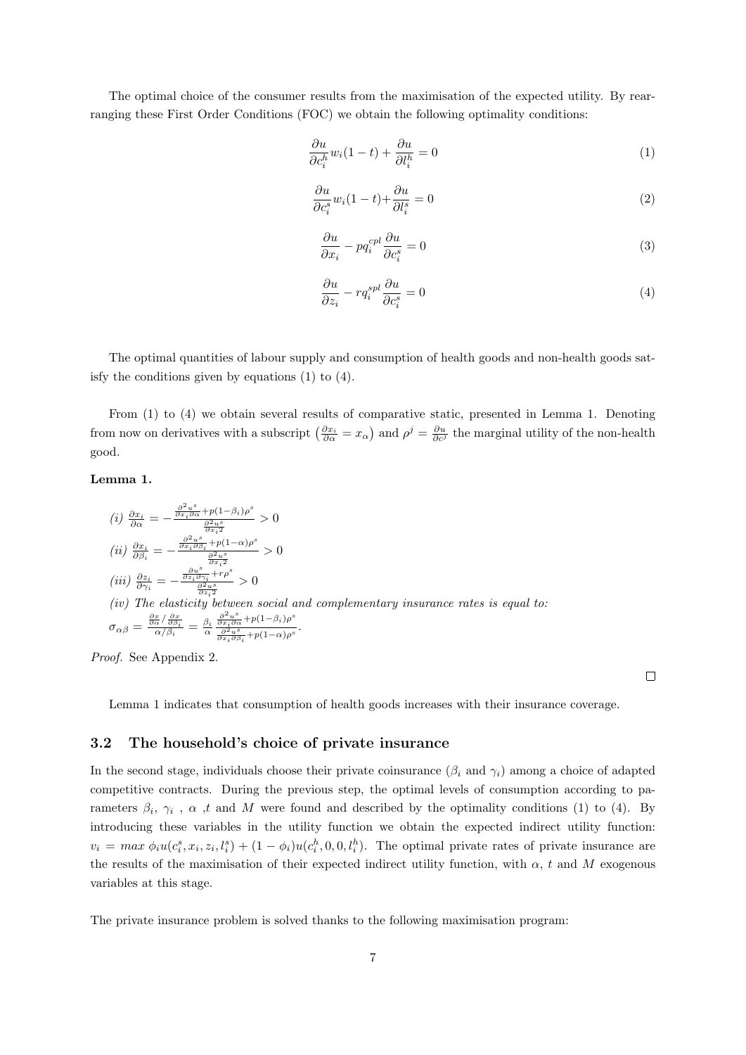The optimal choice of the consumer results from the maximisation of the expected utility. By rearranging these First Order Conditions (FOC) we obtain the following optimality conditions:

$$\frac{\partial u}{\partial c_i^h} w_i(1-t) + \frac{\partial u}{\partial l_i^h} = 0 \tag{1}$$

$$\frac{\partial u}{\partial c_i^s} w_i(1-t) + \frac{\partial u}{\partial l_i^s} = 0 \tag{2}$$

$$\frac{\partial u}{\partial x_i} - pq_i^{cpl} \frac{\partial u}{\partial c_i^s} = 0 \tag{3}$$

$$\frac{\partial u}{\partial z_i} - rq_i^{spl} \frac{\partial u}{\partial c_i^s} = 0 \tag{4}$$

The optimal quantities of labour supply and consumption of health goods and non-health goods satisfy the conditions given by equations (1) to (4).

From (1) to (4) we obtain several results of comparative static, presented in Lemma 1. Denoting from now on derivatives with a subscript $\left(\frac{\partial x_i}{\partial \alpha} = x_\alpha\right)$ and $\rho^j = \frac{\partial u}{\partial c^j}$ the marginal utility of the non-health good.

**Lemma 1.**

*(i)* $\frac{\partial x_i}{\partial \alpha} = -\frac{\frac{\partial^2 u^s}{\partial x_i \partial \alpha} + p(1-\beta_i)\rho^s}{\frac{\partial^2 u^s}{\partial x_i{}^2}} > 0$

*(ii)* $\frac{\partial x_i}{\partial \beta_i} = -\frac{\frac{\partial^2 u^s}{\partial x_i \partial \beta_i} + p(1-\alpha)\rho^s}{\frac{\partial^2 u^s}{\partial x_i{}^2}} > 0$

*(iii)* $\frac{\partial z_i}{\partial \gamma_i} = -\frac{\frac{\partial u^s}{\partial z_i \partial \gamma_i} + r\rho^s}{\frac{\partial^2 u^s}{\partial z_i{}^2}} > 0$

*(iv) The elasticity between social and complementary insurance rates is equal to:*
$\sigma_{\alpha\beta} = \frac{\frac{\partial x}{\partial \alpha} / \frac{\partial x}{\partial \beta_i}}{\alpha / \beta_i} = \frac{\beta_i}{\alpha} \frac{\frac{\partial^2 u^s}{\partial x_i \partial \alpha} + p(1-\beta_i)\rho^s}{\frac{\partial^2 u^s}{\partial x_i \partial \beta_i} + p(1-\alpha)\rho^s}$.

*Proof.* See Appendix 2. □

Lemma 1 indicates that consumption of health goods increases with their insurance coverage.

## 3.2 The household's choice of private insurance

In the second stage, individuals choose their private coinsurance ($\beta_i$ and $\gamma_i$) among a choice of adapted competitive contracts. During the previous step, the optimal levels of consumption according to parameters $\beta_i$, $\gamma_i$ , $\alpha$ ,$t$ and $M$ were found and described by the optimality conditions (1) to (4). By introducing these variables in the utility function we obtain the expected indirect utility function: $v_i = max\ \phi_i u(c_i^s, x_i, z_i, l_i^s) + (1-\phi_i)u(c_i^h, 0, 0, l_i^h)$. The optimal private rates of private insurance are the results of the maximisation of their expected indirect utility function, with $\alpha$, $t$ and $M$ exogenous variables at this stage.

The private insurance problem is solved thanks to the following maximisation program: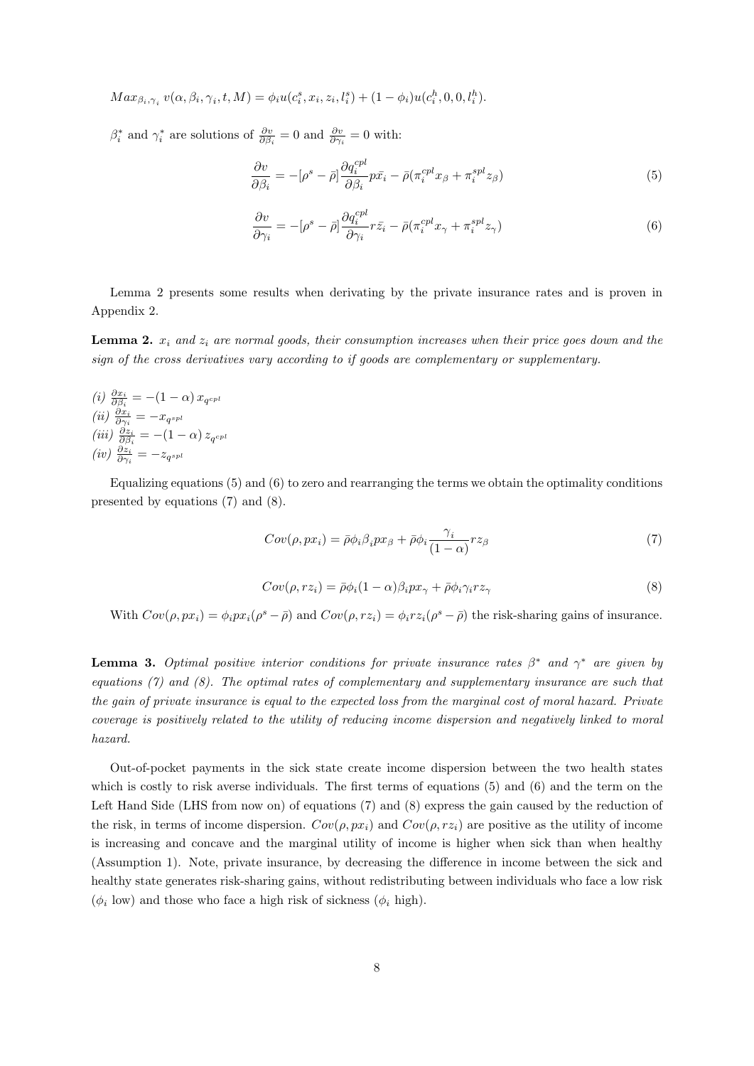$$Max_{\beta_i,\gamma_i}\ v(\alpha,\beta_i,\gamma_i,t,M)=\phi_i u(c_i^s,x_i,z_i,l_i^s)+(1-\phi_i)u(c_i^h,0,0,l_i^h).$$

$\beta_i^*$ and $\gamma_i^*$ are solutions of $\frac{\partial v}{\partial \beta_i}=0$ and $\frac{\partial v}{\partial \gamma_i}=0$ with:

$$\frac{\partial v}{\partial \beta_i}=-[\rho^s-\bar{\rho}]\frac{\partial q_i^{cpl}}{\partial \beta_i}p\bar{x_i}-\bar{\rho}(\pi_i^{cpl}x_\beta+\pi_i^{spl}z_\beta) \tag{5}$$

$$\frac{\partial v}{\partial \gamma_i}=-[\rho^s-\bar{\rho}]\frac{\partial q_i^{cpl}}{\partial \gamma_i}r\bar{z_i}-\bar{\rho}(\pi_i^{cpl}x_\gamma+\pi_i^{spl}z_\gamma) \tag{6}$$

Lemma 2 presents some results when derivating by the private insurance rates and is proven in Appendix 2.

**Lemma 2.** *$x_i$ and $z_i$ are normal goods, their consumption increases when their price goes down and the sign of the cross derivatives vary according to if goods are complementary or supplementary.*

*(i)* $\frac{\partial x_i}{\partial \beta_i}=-(1-\alpha)\,x_{q^{cpl}}$
*(ii)* $\frac{\partial x_i}{\partial \gamma_i}=-x_{q^{spl}}$
*(iii)* $\frac{\partial z_i}{\partial \beta_i}=-(1-\alpha)\,z_{q^{cpl}}$
*(iv)* $\frac{\partial z_i}{\partial \gamma_i}=-z_{q^{spl}}$

Equalizing equations (5) and (6) to zero and rearranging the terms we obtain the optimality conditions presented by equations (7) and (8).

$$Cov(\rho,px_i)=\bar{\rho}\phi_i\beta_i px_\beta+\bar{\rho}\phi_i\frac{\gamma_i}{(1-\alpha)}rz_\beta \tag{7}$$

$$Cov(\rho,rz_i)=\bar{\rho}\phi_i(1-\alpha)\beta_i px_\gamma+\bar{\rho}\phi_i\gamma_i rz_\gamma \tag{8}$$

With $Cov(\rho,px_i)=\phi_i px_i(\rho^s-\bar{\rho})$ and $Cov(\rho,rz_i)=\phi_i rz_i(\rho^s-\bar{\rho})$ the risk-sharing gains of insurance.

**Lemma 3.** *Optimal positive interior conditions for private insurance rates $\beta^*$ and $\gamma^*$ are given by equations (7) and (8). The optimal rates of complementary and supplementary insurance are such that the gain of private insurance is equal to the expected loss from the marginal cost of moral hazard. Private coverage is positively related to the utility of reducing income dispersion and negatively linked to moral hazard.*

Out-of-pocket payments in the sick state create income dispersion between the two health states which is costly to risk averse individuals. The first terms of equations (5) and (6) and the term on the Left Hand Side (LHS from now on) of equations (7) and (8) express the gain caused by the reduction of the risk, in terms of income dispersion. $Cov(\rho,px_i)$ and $Cov(\rho,rz_i)$ are positive as the utility of income is increasing and concave and the marginal utility of income is higher when sick than when healthy (Assumption 1). Note, private insurance, by decreasing the difference in income between the sick and healthy state generates risk-sharing gains, without redistributing between individuals who face a low risk ($\phi_i$ low) and those who face a high risk of sickness ($\phi_i$ high).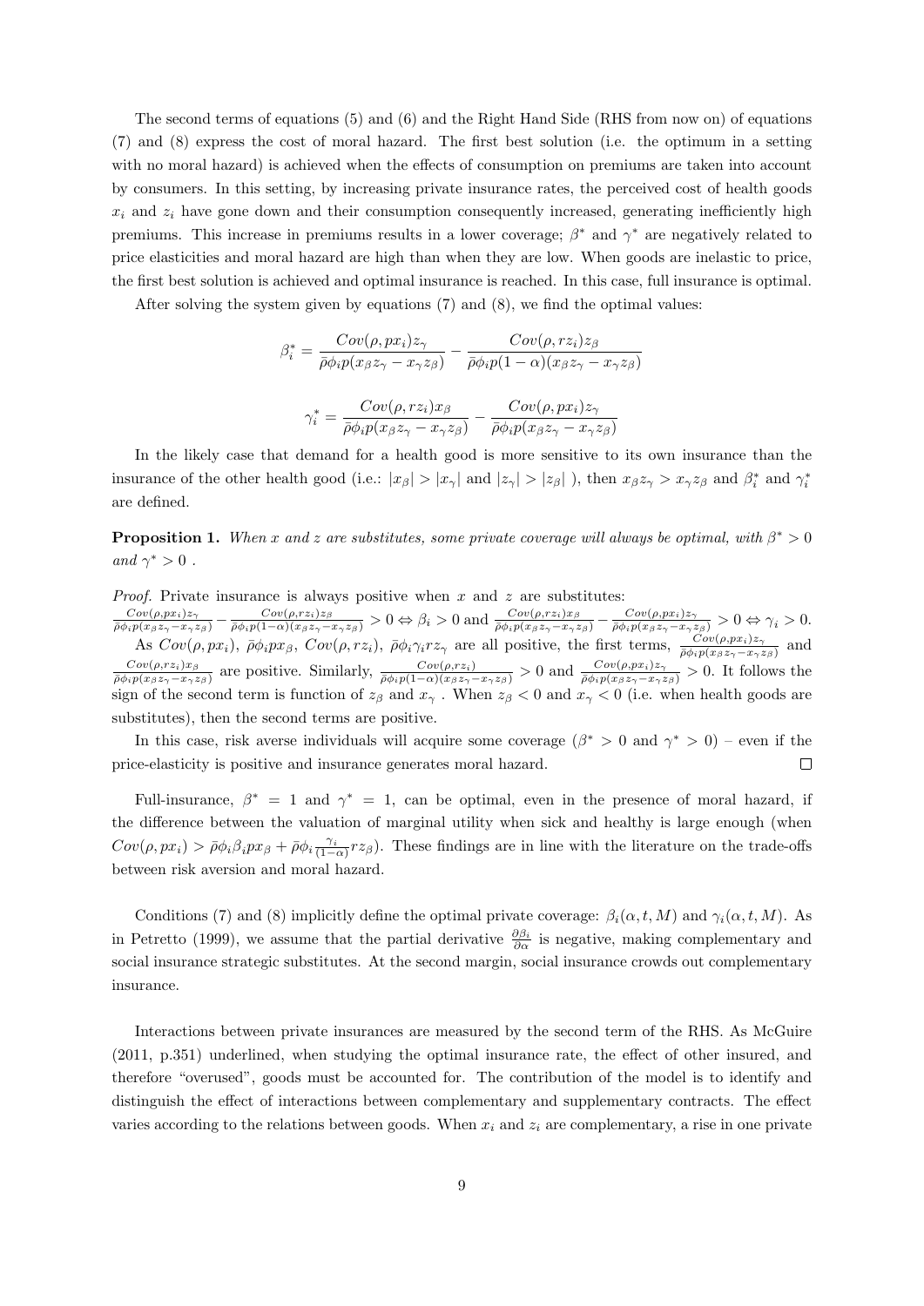The second terms of equations (5) and (6) and the Right Hand Side (RHS from now on) of equations (7) and (8) express the cost of moral hazard. The first best solution (i.e. the optimum in a setting with no moral hazard) is achieved when the effects of consumption on premiums are taken into account by consumers. In this setting, by increasing private insurance rates, the perceived cost of health goods $x_i$ and $z_i$ have gone down and their consumption consequently increased, generating inefficiently high premiums. This increase in premiums results in a lower coverage; $\beta^*$ and $\gamma^*$ are negatively related to price elasticities and moral hazard are high than when they are low. When goods are inelastic to price, the first best solution is achieved and optimal insurance is reached. In this case, full insurance is optimal.

After solving the system given by equations (7) and (8), we find the optimal values:

$$\beta_i^* = \frac{Cov(\rho, px_i)z_\gamma}{\bar{\rho}\phi_i p(x_\beta z_\gamma - x_\gamma z_\beta)} - \frac{Cov(\rho, rz_i)z_\beta}{\bar{\rho}\phi_i p(1-\alpha)(x_\beta z_\gamma - x_\gamma z_\beta)}$$

$$\gamma_i^* = \frac{Cov(\rho, rz_i)x_\beta}{\bar{\rho}\phi_i p(x_\beta z_\gamma - x_\gamma z_\beta)} - \frac{Cov(\rho, px_i)z_\gamma}{\bar{\rho}\phi_i p(x_\beta z_\gamma - x_\gamma z_\beta)}$$

In the likely case that demand for a health good is more sensitive to its own insurance than the insurance of the other health good (i.e.: $|x_\beta| > |x_\gamma|$ and $|z_\gamma| > |z_\beta|$ ), then $x_\beta z_\gamma > x_\gamma z_\beta$ and $\beta_i^*$ and $\gamma_i^*$ are defined.

**Proposition 1.** *When $x$ and $z$ are substitutes, some private coverage will always be optimal, with $\beta^* > 0$ and $\gamma^* > 0$ .*

*Proof.* Private insurance is always positive when $x$ and $z$ are substitutes:
$\frac{Cov(\rho,px_i)z_\gamma}{\bar{\rho}\phi_i p(x_\beta z_\gamma - x_\gamma z_\beta)} - \frac{Cov(\rho,rz_i)z_\beta}{\bar{\rho}\phi_i p(1-\alpha)(x_\beta z_\gamma - x_\gamma z_\beta)} > 0 \Leftrightarrow \beta_i > 0$ and $\frac{Cov(\rho,rz_i)x_\beta}{\bar{\rho}\phi_i p(x_\beta z_\gamma - x_\gamma z_\beta)} - \frac{Cov(\rho,px_i)z_\gamma}{\bar{\rho}\phi_i p(x_\beta z_\gamma - x_\gamma z_\beta)} > 0 \Leftrightarrow \gamma_i > 0$.

As $Cov(\rho, px_i)$, $\bar{\rho}\phi_i px_\beta$, $Cov(\rho, rz_i)$, $\bar{\rho}\phi_i \gamma_i rz_\gamma$ are all positive, the first terms, $\frac{Cov(\rho,px_i)z_\gamma}{\bar{\rho}\phi_i p(x_\beta z_\gamma - x_\gamma z_\beta)}$ and $\frac{Cov(\rho,rz_i)x_\beta}{\bar{\rho}\phi_i p(x_\beta z_\gamma - x_\gamma z_\beta)}$ are positive. Similarly, $\frac{Cov(\rho,rz_i)}{\bar{\rho}\phi_i p(1-\alpha)(x_\beta z_\gamma - x_\gamma z_\beta)} > 0$ and $\frac{Cov(\rho,px_i)z_\gamma}{\bar{\rho}\phi_i p(x_\beta z_\gamma - x_\gamma z_\beta)} > 0$. It follows the sign of the second term is function of $z_\beta$ and $x_\gamma$ . When $z_\beta < 0$ and $x_\gamma < 0$ (i.e. when health goods are substitutes), then the second terms are positive.

In this case, risk averse individuals will acquire some coverage ($\beta^* > 0$ and $\gamma^* > 0$) – even if the price-elasticity is positive and insurance generates moral hazard. ∎

Full-insurance, $\beta^* = 1$ and $\gamma^* = 1$, can be optimal, even in the presence of moral hazard, if the difference between the valuation of marginal utility when sick and healthy is large enough (when $Cov(\rho, px_i) > \bar{\rho}\phi_i\beta_i px_\beta + \bar{\rho}\phi_i \frac{\gamma_i}{(1-\alpha)} rz_\beta$). These findings are in line with the literature on the trade-offs between risk aversion and moral hazard.

Conditions (7) and (8) implicitly define the optimal private coverage: $\beta_i(\alpha, t, M)$ and $\gamma_i(\alpha, t, M)$. As in Petretto (1999), we assume that the partial derivative $\frac{\partial \beta_i}{\partial \alpha}$ is negative, making complementary and social insurance strategic substitutes. At the second margin, social insurance crowds out complementary insurance.

Interactions between private insurances are measured by the second term of the RHS. As McGuire (2011, p.351) underlined, when studying the optimal insurance rate, the effect of other insured, and therefore "overused", goods must be accounted for. The contribution of the model is to identify and distinguish the effect of interactions between complementary and supplementary contracts. The effect varies according to the relations between goods. When $x_i$ and $z_i$ are complementary, a rise in one private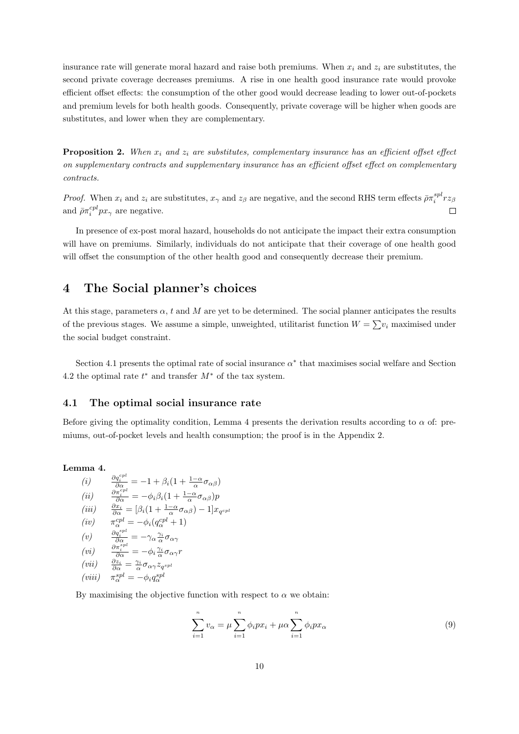insurance rate will generate moral hazard and raise both premiums. When $x_i$ and $z_i$ are substitutes, the second private coverage decreases premiums. A rise in one health good insurance rate would provoke efficient offset effects: the consumption of the other good would decrease leading to lower out-of-pockets and premium levels for both health goods. Consequently, private coverage will be higher when goods are substitutes, and lower when they are complementary.

**Proposition 2.** *When $x_i$ and $z_i$ are substitutes, complementary insurance has an efficient offset effect on supplementary contracts and supplementary insurance has an efficient offset effect on complementary contracts.*

*Proof.* When $x_i$ and $z_i$ are substitutes, $x_\gamma$ and $z_\beta$ are negative, and the second RHS term effects $\bar{\rho}\pi_i^{spl} r z_\beta$ and $\bar{\rho}\pi_i^{cpl} p x_\gamma$ are negative. □

In presence of ex-post moral hazard, households do not anticipate the impact their extra consumption will have on premiums. Similarly, individuals do not anticipate that their coverage of one health good will offset the consumption of the other health good and consequently decrease their premium.

# 4 The Social planner's choices

At this stage, parameters $\alpha$, $t$ and $M$ are yet to be determined. The social planner anticipates the results of the previous stages. We assume a simple, unweighted, utilitarian function $W = \sum v_i$ maximised under the social budget constraint.

Section 4.1 presents the optimal rate of social insurance $\alpha^*$ that maximises social welfare and Section 4.2 the optimal rate $t^*$ and transfer $M^*$ of the tax system.

## 4.1 The optimal social insurance rate

Before giving the optimality condition, Lemma 4 presents the derivation results according to $\alpha$ of: premiums, out-of-pocket levels and health consumption; the proof is in the Appendix 2.

**Lemma 4.**

*(i)* $\frac{\partial q_i^{cpl}}{\partial \alpha} = -1 + \beta_i(1 + \frac{1-\alpha}{\alpha}\sigma_{\alpha\beta})$

*(ii)* $\frac{\partial \pi_i^{cpl}}{\partial \alpha} = -\phi_i \beta_i(1 + \frac{1-\alpha}{\alpha}\sigma_{\alpha\beta})p$

*(iii)* $\frac{\partial x_i}{\partial \alpha} = [\beta_i(1 + \frac{1-\alpha}{\alpha}\sigma_{\alpha\beta}) - 1]x_{q^{cpl}}$

*(iv)* $\pi_\alpha^{cpl} = -\phi_i(q_\alpha^{cpl} + 1)$

*(v)* $\frac{\partial q_i^{spl}}{\partial \alpha} = -\gamma_\alpha \frac{\gamma_i}{\alpha}\sigma_{\alpha\gamma}$

*(vi)* $\frac{\partial \pi_i^{spl}}{\partial \alpha} = -\phi_i \frac{\gamma_i}{\alpha}\sigma_{\alpha\gamma} r$

*(vii)* $\frac{\partial z_i}{\partial \alpha} = \frac{\gamma_i}{\alpha}\sigma_{\alpha\gamma} z_{q^{spl}}$

*(viii)* $\pi_\alpha^{spl} = -\phi_i q_\alpha^{spl}$

By maximising the objective function with respect to $\alpha$ we obtain:

$$\sum_{i=1}^{n} v_\alpha = \mu \sum_{i=1}^{n} \phi_i p x_i + \mu\alpha \sum_{i=1}^{n} \phi_i p x_\alpha \tag{9}$$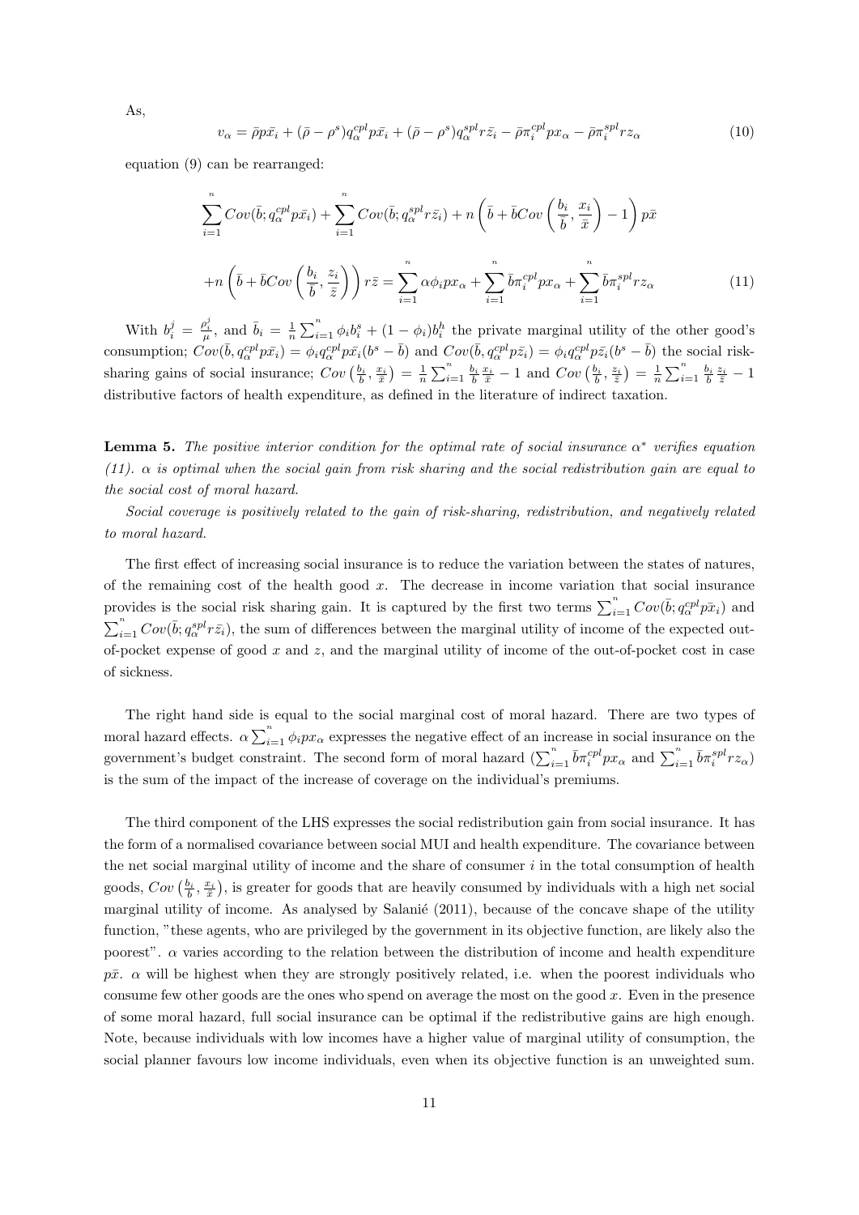As,

$$v_\alpha = \bar{\rho} p \bar{x_i} + (\bar{\rho} - \rho^s) q_\alpha^{cpl} p \bar{x_i} + (\bar{\rho} - \rho^s) q_\alpha^{spl} r \bar{z_i} - \bar{\rho} \pi_i^{cpl} p x_\alpha - \bar{\rho} \pi_i^{spl} r z_\alpha \tag{10}$$

equation (9) can be rearranged:

$$\sum_{i=1}^{n} Cov(\bar{b}; q_\alpha^{cpl} p \bar{x_i}) + \sum_{i=1}^{n} Cov(\bar{b}; q_\alpha^{spl} r \bar{z_i}) + n \left( \bar{b} + \bar{b} Cov\left( \frac{b_i}{\bar{b}}, \frac{x_i}{\bar{x}} \right) - 1 \right) p \bar{x}$$

$$+ n \left( \bar{b} + \bar{b} Cov\left( \frac{b_i}{\bar{b}}, \frac{z_i}{\bar{z}} \right) \right) r \bar{z} = \sum_{i=1}^{n} \alpha \phi_i p x_\alpha + \sum_{i=1}^{n} \bar{b} \pi_i^{cpl} p x_\alpha + \sum_{i=1}^{n} \bar{b} \pi_i^{spl} r z_\alpha \tag{11}$$

With $b_i^j = \frac{\rho_i^j}{\mu}$, and $\bar{b}_i = \frac{1}{n} \sum_{i=1}^{n} \phi_i b_i^s + (1 - \phi_i) b_i^h$ the private marginal utility of the other good's consumption; $Cov(\bar{b}, q_\alpha^{cpl} p \bar{x_i}) = \phi_i q_\alpha^{cpl} p \bar{x_i} (b^s - \bar{b})$ and $Cov(\bar{b}, q_\alpha^{cpl} p \bar{z_i}) = \phi_i q_\alpha^{cpl} p \bar{z_i} (b^s - \bar{b})$ the social risk-sharing gains of social insurance; $Cov\left( \frac{b_i}{\bar{b}}, \frac{x_i}{\bar{x}} \right) = \frac{1}{n} \sum_{i=1}^{n} \frac{b_i}{\bar{b}} \frac{x_i}{\bar{x}} - 1$ and $Cov\left( \frac{b_i}{\bar{b}}, \frac{z_i}{\bar{z}} \right) = \frac{1}{n} \sum_{i=1}^{n} \frac{b_i}{\bar{b}} \frac{z_i}{\bar{z}} - 1$ distributive factors of health expenditure, as defined in the literature of indirect taxation.

**Lemma 5.** *The positive interior condition for the optimal rate of social insurance $\alpha^*$ verifies equation (11). $\alpha$ is optimal when the social gain from risk sharing and the social redistribution gain are equal to the social cost of moral hazard.*

*Social coverage is positively related to the gain of risk-sharing, redistribution, and negatively related to moral hazard.*

The first effect of increasing social insurance is to reduce the variation between the states of natures, of the remaining cost of the health good $x$. The decrease in income variation that social insurance provides is the social risk sharing gain. It is captured by the first two terms $\sum_{i=1}^{n} Cov(\bar{b}; q_\alpha^{cpl} p \bar{x}_i)$ and $\sum_{i=1}^{n} Cov(\bar{b}; q_\alpha^{spl} r \bar{z}_i)$, the sum of differences between the marginal utility of income of the expected out-of-pocket expense of good $x$ and $z$, and the marginal utility of income of the out-of-pocket cost in case of sickness.

The right hand side is equal to the social marginal cost of moral hazard. There are two types of moral hazard effects. $\alpha \sum_{i=1}^{n} \phi_i p x_\alpha$ expresses the negative effect of an increase in social insurance on the government's budget constraint. The second form of moral hazard ($\sum_{i=1}^{n} \bar{b} \pi_i^{cpl} p x_\alpha$ and $\sum_{i=1}^{n} \bar{b} \pi_i^{spl} r z_\alpha$) is the sum of the impact of the increase of coverage on the individual's premiums.

The third component of the LHS expresses the social redistribution gain from social insurance. It has the form of a normalised covariance between social MUI and health expenditure. The covariance between the net social marginal utility of income and the share of consumer $i$ in the total consumption of health goods, $Cov\left( \frac{b_i}{\bar{b}}, \frac{x_i}{\bar{x}} \right)$, is greater for goods that are heavily consumed by individuals with a high net social marginal utility of income. As analysed by Salanié (2011), because of the concave shape of the utility function, "these agents, who are privileged by the government in its objective function, are likely also the poorest". $\alpha$ varies according to the relation between the distribution of income and health expenditure $p\bar{x}$. $\alpha$ will be highest when they are strongly positively related, i.e. when the poorest individuals who consume few other goods are the ones who spend on average the most on the good $x$. Even in the presence of some moral hazard, full social insurance can be optimal if the redistributive gains are high enough. Note, because individuals with low incomes have a higher value of marginal utility of consumption, the social planner favours low income individuals, even when its objective function is an unweighted sum.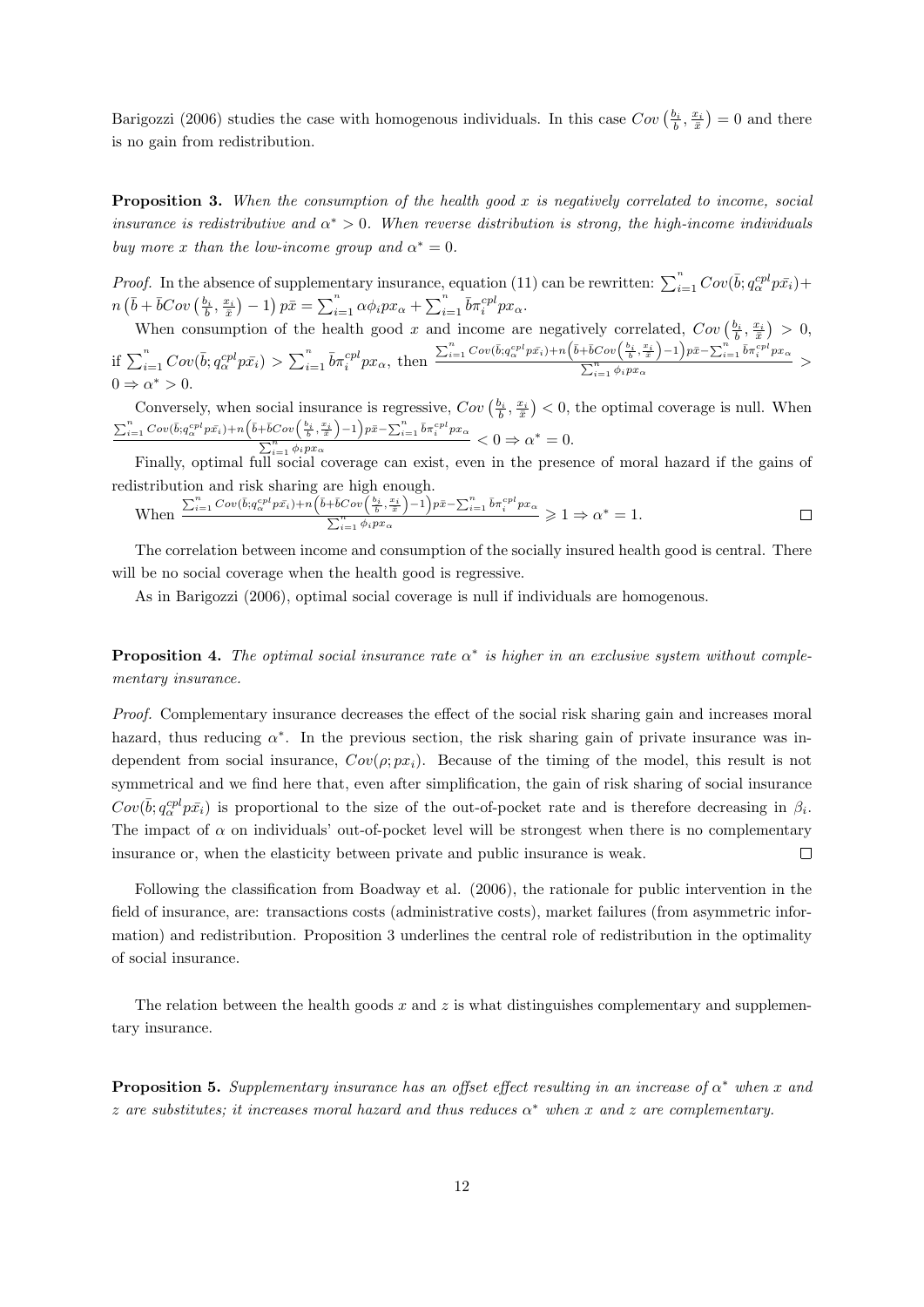Barigozzi (2006) studies the case with homogenous individuals. In this case $Cov\left(\frac{b_i}{\bar{b}}, \frac{x_i}{\bar{x}}\right) = 0$ and there is no gain from redistribution.

**Proposition 3.** *When the consumption of the health good $x$ is negatively correlated to income, social insurance is redistributive and $\alpha^* > 0$. When reverse distribution is strong, the high-income individuals buy more $x$ than the low-income group and $\alpha^* = 0$.*

*Proof.* In the absence of supplementary insurance, equation (11) can be rewritten: $\sum_{i=1}^{n} Cov(\bar{b}; q_{\alpha}^{cpl} p\bar{x_i}) + n\left(\bar{b} + \bar{b}Cov\left(\frac{b_i}{\bar{b}}, \frac{x_i}{\bar{x}}\right) - 1\right) p\bar{x} = \sum_{i=1}^{n} \alpha\phi_i p x_{\alpha} + \sum_{i=1}^{n} \bar{b}\pi_i^{cpl} p x_{\alpha}$.

When consumption of the health good $x$ and income are negatively correlated, $Cov\left(\frac{b_i}{\bar{b}}, \frac{x_i}{\bar{x}}\right) > 0$, if $\sum_{i=1}^{n} Cov(\bar{b}; q_{\alpha}^{cpl} p\bar{x_i}) > \sum_{i=1}^{n} \bar{b}\pi_i^{cpl} p x_{\alpha}$, then $\frac{\sum_{i=1}^{n} Cov(\bar{b}; q_{\alpha}^{cpl} p\bar{x_i}) + n\left(\bar{b} + \bar{b}Cov\left(\frac{b_i}{\bar{b}}, \frac{x_i}{\bar{x}}\right) - 1\right) p\bar{x} - \sum_{i=1}^{n} \bar{b}\pi_i^{cpl} p x_{\alpha}}{\sum_{i=1}^{n} \phi_i p x_{\alpha}} > 0 \Rightarrow \alpha^* > 0$.

Conversely, when social insurance is regressive, $Cov\left(\frac{b_i}{\bar{b}}, \frac{x_i}{\bar{x}}\right) < 0$, the optimal coverage is null. When $\frac{\sum_{i=1}^{n} Cov(\bar{b}; q_{\alpha}^{cpl} p\bar{x_i}) + n\left(\bar{b} + \bar{b}Cov\left(\frac{b_i}{\bar{b}}, \frac{x_i}{\bar{x}}\right) - 1\right) p\bar{x} - \sum_{i=1}^{n} \bar{b}\pi_i^{cpl} p x_{\alpha}}{\sum_{i=1}^{n} \phi_i p x_{\alpha}} < 0 \Rightarrow \alpha^* = 0$.

Finally, optimal full social coverage can exist, even in the presence of moral hazard if the gains of redistribution and risk sharing are high enough.

When $\frac{\sum_{i=1}^{n} Cov(\bar{b}; q_{\alpha}^{cpl} p\bar{x_i}) + n\left(\bar{b} + \bar{b}Cov\left(\frac{b_i}{\bar{b}}, \frac{x_i}{\bar{x}}\right) - 1\right) p\bar{x} - \sum_{i=1}^{n} \bar{b}\pi_i^{cpl} p x_{\alpha}}{\sum_{i=1}^{n} \phi_i p x_{\alpha}} \geqslant 1 \Rightarrow \alpha^* = 1$. □

The correlation between income and consumption of the socially insured health good is central. There will be no social coverage when the health good is regressive.

As in Barigozzi (2006), optimal social coverage is null if individuals are homogenous.

**Proposition 4.** *The optimal social insurance rate $\alpha^*$ is higher in an exclusive system without complementary insurance.*

*Proof.* Complementary insurance decreases the effect of the social risk sharing gain and increases moral hazard, thus reducing $\alpha^*$. In the previous section, the risk sharing gain of private insurance was independent from social insurance, $Cov(\rho; px_i)$. Because of the timing of the model, this result is not symmetrical and we find here that, even after simplification, the gain of risk sharing of social insurance $Cov(\bar{b}; q_{\alpha}^{cpl} p\bar{x_i})$ is proportional to the size of the out-of-pocket rate and is therefore decreasing in $\beta_i$. The impact of $\alpha$ on individuals' out-of-pocket level will be strongest when there is no complementary insurance or, when the elasticity between private and public insurance is weak. □

Following the classification from Boadway et al. (2006), the rationale for public intervention in the field of insurance, are: transactions costs (administrative costs), market failures (from asymmetric information) and redistribution. Proposition 3 underlines the central role of redistribution in the optimality of social insurance.

The relation between the health goods $x$ and $z$ is what distinguishes complementary and supplementary insurance.

**Proposition 5.** *Supplementary insurance has an offset effect resulting in an increase of $\alpha^*$ when $x$ and $z$ are substitutes; it increases moral hazard and thus reduces $\alpha^*$ when $x$ and $z$ are complementary.*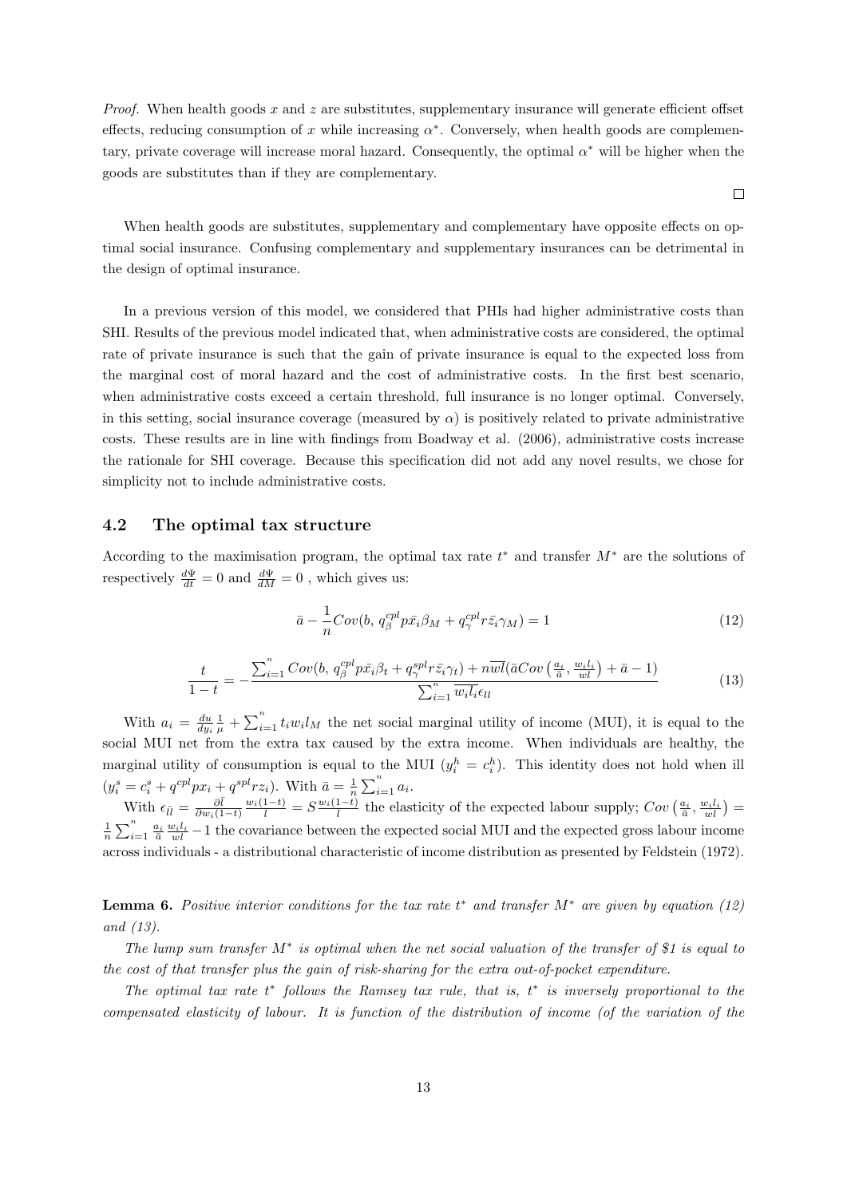*Proof.* When health goods $x$ and $z$ are substitutes, supplementary insurance will generate efficient offset effects, reducing consumption of $x$ while increasing $\alpha^*$. Conversely, when health goods are complementary, private coverage will increase moral hazard. Consequently, the optimal $\alpha^*$ will be higher when the goods are substitutes than if they are complementary. □

When health goods are substitutes, supplementary and complementary have opposite effects on optimal social insurance. Confusing complementary and supplementary insurances can be detrimental in the design of optimal insurance.

In a previous version of this model, we considered that PHIs had higher administrative costs than SHI. Results of the previous model indicated that, when administrative costs are considered, the optimal rate of private insurance is such that the gain of private insurance is equal to the expected loss from the marginal cost of moral hazard and the cost of administrative costs. In the first best scenario, when administrative costs exceed a certain threshold, full insurance is no longer optimal. Conversely, in this setting, social insurance coverage (measured by $\alpha$) is positively related to private administrative costs. These results are in line with findings from Boadway et al. (2006), administrative costs increase the rationale for SHI coverage. Because this specification did not add any novel results, we chose for simplicity not to include administrative costs.

## 4.2 The optimal tax structure

According to the maximisation program, the optimal tax rate $t^*$ and transfer $M^*$ are the solutions of respectively $\frac{d\Psi}{dt} = 0$ and $\frac{d\Psi}{dM} = 0$ , which gives us:

$$\bar{a} - \frac{1}{n} Cov(b,\, q^{cpl}_{\beta} p \bar{x_i} \beta_M + q^{cpl}_{\gamma} r \bar{z_i} \gamma_M) = 1 \tag{12}$$

$$\frac{t}{1-t} = -\frac{\sum_{i=1}^{n} Cov(b,\, q^{cpl}_{\beta} p \bar{x_i} \beta_t + q^{spl}_{\gamma} r \bar{z_i} \gamma_t) + n\overline{wl}(\bar{a} Cov\left(\frac{a_i}{\bar{a}}, \frac{w_i l_i}{\overline{wl}}\right) + \bar{a} - 1)}{\sum_{i=1}^{n} \overline{w_i l_i} \epsilon_{ll}} \tag{13}$$

With $a_i = \frac{du}{dy_i}\frac{1}{\mu} + \sum_{i=1}^{n} t_i w_i l_M$ the net social marginal utility of income (MUI), it is equal to the social MUI net from the extra tax caused by the extra income. When individuals are healthy, the marginal utility of consumption is equal to the MUI ($y_i^h = c_i^h$). This identity does not hold when ill ($y_i^s = c_i^s + q^{cpl} p x_i + q^{spl} r z_i$). With $\bar{a} = \frac{1}{n}\sum_{i=1}^{n} a_i$.

With $\epsilon_{\bar{l}l} = \frac{\partial \bar{l}}{\partial w_i(1-t)} \frac{w_i(1-t)}{l} = S \frac{w_i(1-t)}{l}$ the elasticity of the expected labour supply; $Cov\left(\frac{a_i}{\bar{a}}, \frac{w_i l_i}{\overline{wl}}\right) = \frac{1}{n}\sum_{i=1}^{n} \frac{a_i}{\bar{a}} \frac{w_i l_i}{\overline{wl}} - 1$ the covariance between the expected social MUI and the expected gross labour income across individuals - a distributional characteristic of income distribution as presented by Feldstein (1972).

**Lemma 6.** *Positive interior conditions for the tax rate $t^*$ and transfer $M^*$ are given by equation (12) and (13).*

*The lump sum transfer $M^*$ is optimal when the net social valuation of the transfer of \$1 is equal to the cost of that transfer plus the gain of risk-sharing for the extra out-of-pocket expenditure.*

*The optimal tax rate $t^*$ follows the Ramsey tax rule, that is, $t^*$ is inversely proportional to the compensated elasticity of labour. It is function of the distribution of income (of the variation of the*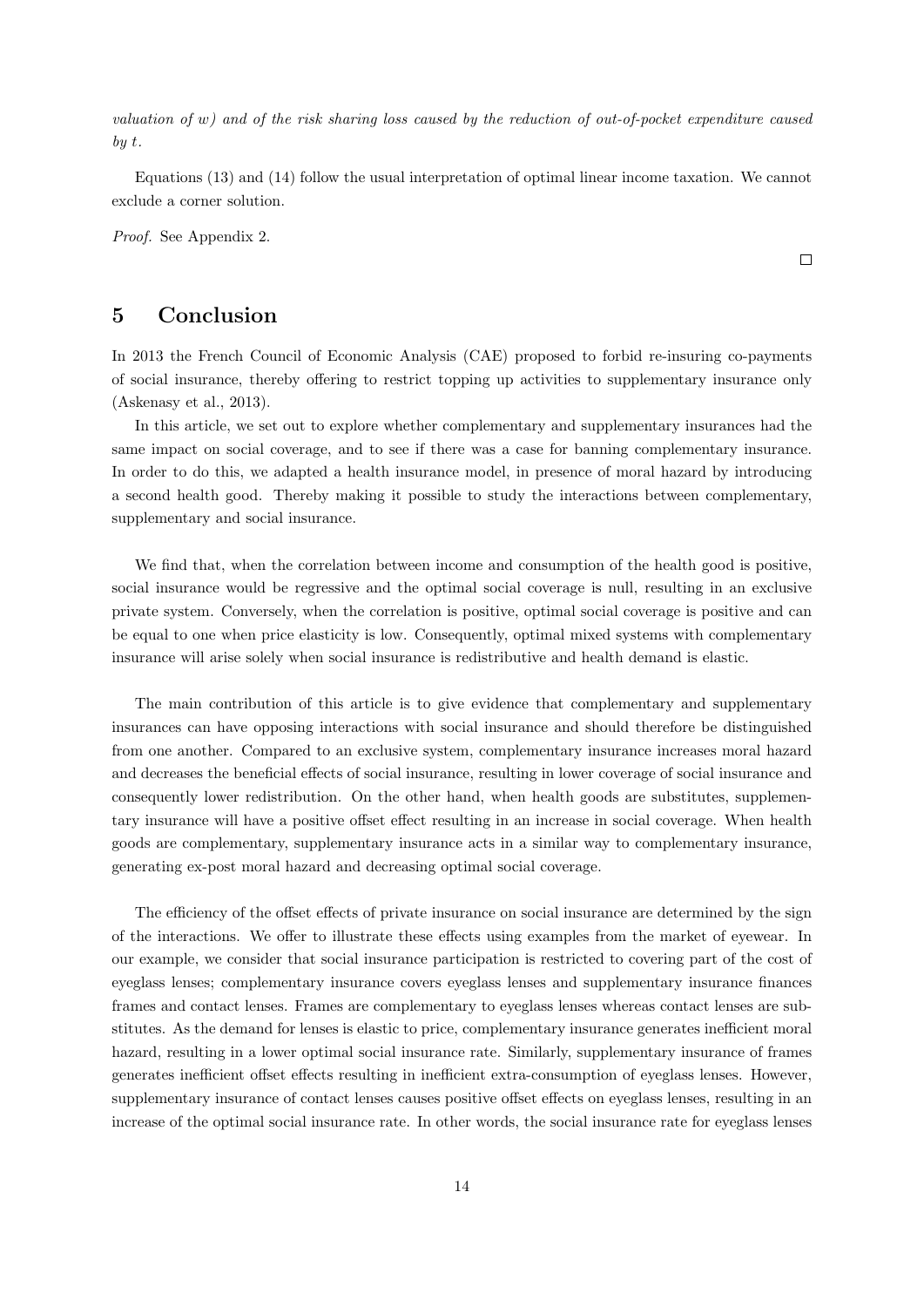*valuation of $w$) and of the risk sharing loss caused by the reduction of out-of-pocket expenditure caused by $t$.*

Equations (13) and (14) follow the usual interpretation of optimal linear income taxation. We cannot exclude a corner solution.

*Proof.* See Appendix 2. □

## 5 Conclusion

In 2013 the French Council of Economic Analysis (CAE) proposed to forbid re-insuring co-payments of social insurance, thereby offering to restrict topping up activities to supplementary insurance only (Askenasy et al., 2013).

In this article, we set out to explore whether complementary and supplementary insurances had the same impact on social coverage, and to see if there was a case for banning complementary insurance. In order to do this, we adapted a health insurance model, in presence of moral hazard by introducing a second health good. Thereby making it possible to study the interactions between complementary, supplementary and social insurance.

We find that, when the correlation between income and consumption of the health good is positive, social insurance would be regressive and the optimal social coverage is null, resulting in an exclusive private system. Conversely, when the correlation is positive, optimal social coverage is positive and can be equal to one when price elasticity is low. Consequently, optimal mixed systems with complementary insurance will arise solely when social insurance is redistributive and health demand is elastic.

The main contribution of this article is to give evidence that complementary and supplementary insurances can have opposing interactions with social insurance and should therefore be distinguished from one another. Compared to an exclusive system, complementary insurance increases moral hazard and decreases the beneficial effects of social insurance, resulting in lower coverage of social insurance and consequently lower redistribution. On the other hand, when health goods are substitutes, supplementary insurance will have a positive offset effect resulting in an increase in social coverage. When health goods are complementary, supplementary insurance acts in a similar way to complementary insurance, generating ex-post moral hazard and decreasing optimal social coverage.

The efficiency of the offset effects of private insurance on social insurance are determined by the sign of the interactions. We offer to illustrate these effects using examples from the market of eyewear. In our example, we consider that social insurance participation is restricted to covering part of the cost of eyeglass lenses; complementary insurance covers eyeglass lenses and supplementary insurance finances frames and contact lenses. Frames are complementary to eyeglass lenses whereas contact lenses are substitutes. As the demand for lenses is elastic to price, complementary insurance generates inefficient moral hazard, resulting in a lower optimal social insurance rate. Similarly, supplementary insurance of frames generates inefficient offset effects resulting in inefficient extra-consumption of eyeglass lenses. However, supplementary insurance of contact lenses causes positive offset effects on eyeglass lenses, resulting in an increase of the optimal social insurance rate. In other words, the social insurance rate for eyeglass lenses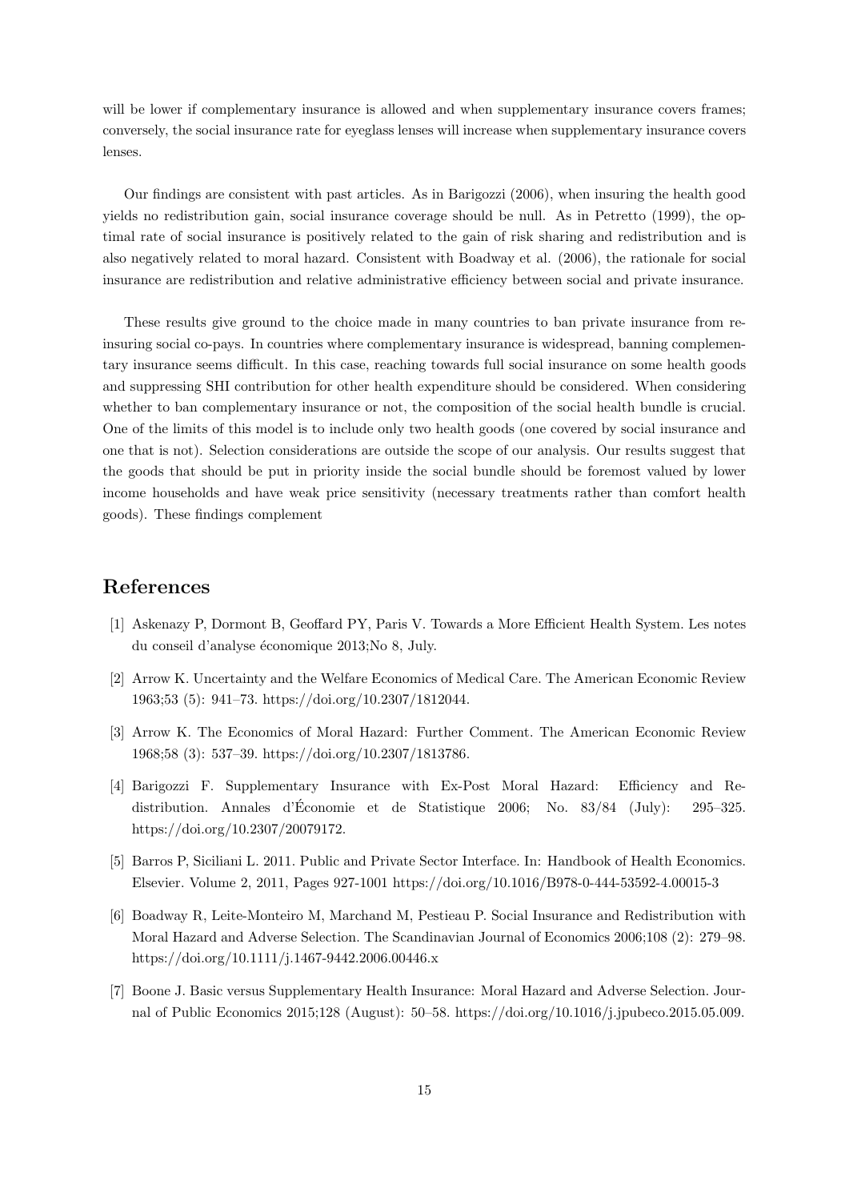will be lower if complementary insurance is allowed and when supplementary insurance covers frames; conversely, the social insurance rate for eyeglass lenses will increase when supplementary insurance covers lenses.

Our findings are consistent with past articles. As in Barigozzi (2006), when insuring the health good yields no redistribution gain, social insurance coverage should be null. As in Petretto (1999), the optimal rate of social insurance is positively related to the gain of risk sharing and redistribution and is also negatively related to moral hazard. Consistent with Boadway et al. (2006), the rationale for social insurance are redistribution and relative administrative efficiency between social and private insurance.

These results give ground to the choice made in many countries to ban private insurance from reinsuring social co-pays. In countries where complementary insurance is widespread, banning complementary insurance seems difficult. In this case, reaching towards full social insurance on some health goods and suppressing SHI contribution for other health expenditure should be considered. When considering whether to ban complementary insurance or not, the composition of the social health bundle is crucial. One of the limits of this model is to include only two health goods (one covered by social insurance and one that is not). Selection considerations are outside the scope of our analysis. Our results suggest that the goods that should be put in priority inside the social bundle should be foremost valued by lower income households and have weak price sensitivity (necessary treatments rather than comfort health goods). These findings complement

# References

[1] Askenazy P, Dormont B, Geoffard PY, Paris V. Towards a More Efficient Health System. Les notes du conseil d'analyse économique 2013;No 8, July.

[2] Arrow K. Uncertainty and the Welfare Economics of Medical Care. The American Economic Review 1963;53 (5): 941–73. https://doi.org/10.2307/1812044.

[3] Arrow K. The Economics of Moral Hazard: Further Comment. The American Economic Review 1968;58 (3): 537–39. https://doi.org/10.2307/1813786.

[4] Barigozzi F. Supplementary Insurance with Ex-Post Moral Hazard: Efficiency and Redistribution. Annales d'Économie et de Statistique 2006; No. 83/84 (July): 295–325. https://doi.org/10.2307/20079172.

[5] Barros P, Siciliani L. 2011. Public and Private Sector Interface. In: Handbook of Health Economics. Elsevier. Volume 2, 2011, Pages 927-1001 https://doi.org/10.1016/B978-0-444-53592-4.00015-3

[6] Boadway R, Leite-Monteiro M, Marchand M, Pestieau P. Social Insurance and Redistribution with Moral Hazard and Adverse Selection. The Scandinavian Journal of Economics 2006;108 (2): 279–98. https://doi.org/10.1111/j.1467-9442.2006.00446.x

[7] Boone J. Basic versus Supplementary Health Insurance: Moral Hazard and Adverse Selection. Journal of Public Economics 2015;128 (August): 50–58. https://doi.org/10.1016/j.jpubeco.2015.05.009.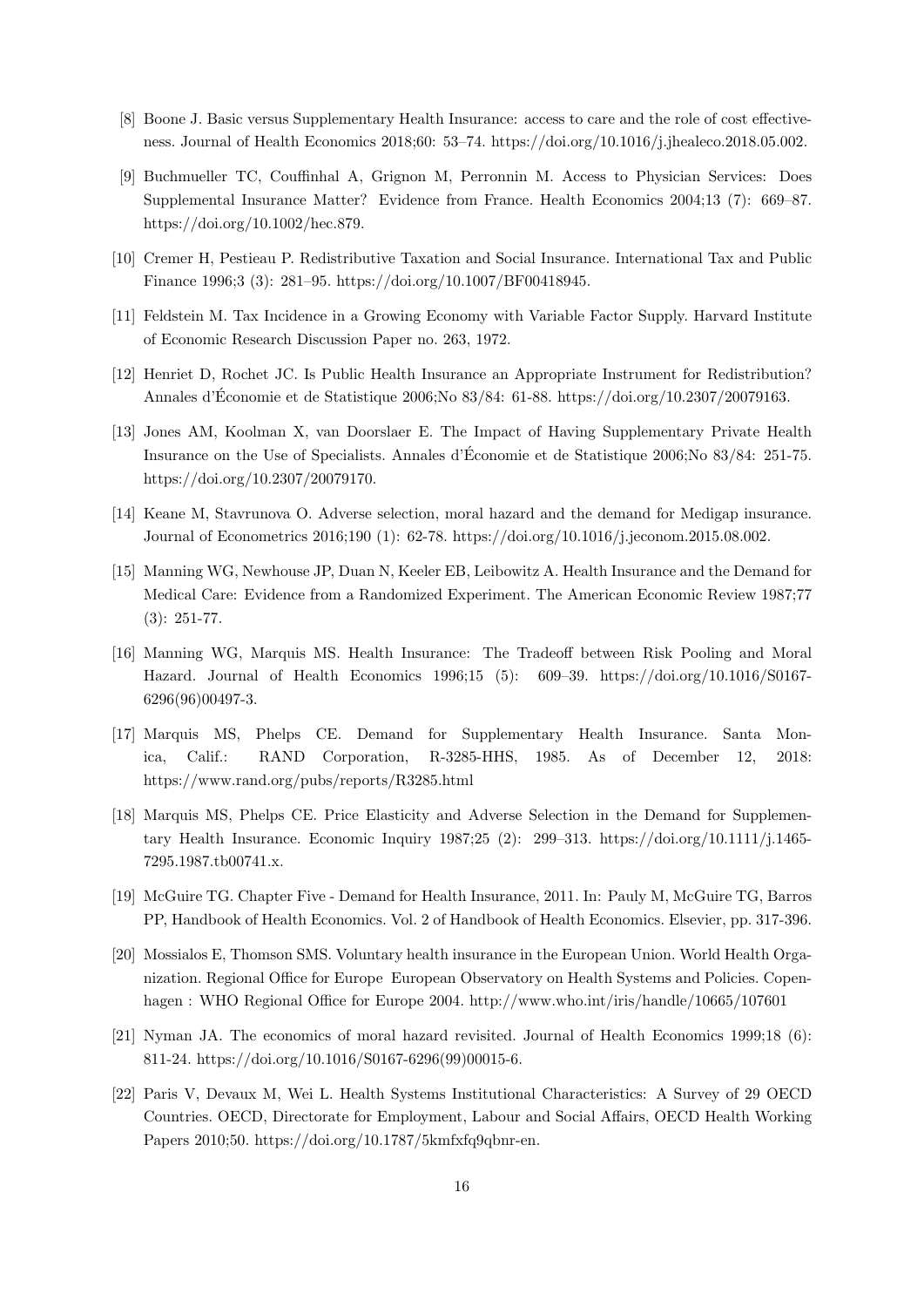[8] Boone J. Basic versus Supplementary Health Insurance: access to care and the role of cost effectiveness. Journal of Health Economics 2018;60: 53–74. https://doi.org/10.1016/j.jhealeco.2018.05.002.

[9] Buchmueller TC, Couffinhal A, Grignon M, Perronnin M. Access to Physician Services: Does Supplemental Insurance Matter? Evidence from France. Health Economics 2004;13 (7): 669–87. https://doi.org/10.1002/hec.879.

[10] Cremer H, Pestieau P. Redistributive Taxation and Social Insurance. International Tax and Public Finance 1996;3 (3): 281–95. https://doi.org/10.1007/BF00418945.

[11] Feldstein M. Tax Incidence in a Growing Economy with Variable Factor Supply. Harvard Institute of Economic Research Discussion Paper no. 263, 1972.

[12] Henriet D, Rochet JC. Is Public Health Insurance an Appropriate Instrument for Redistribution? Annales d'Économie et de Statistique 2006;No 83/84: 61-88. https://doi.org/10.2307/20079163.

[13] Jones AM, Koolman X, van Doorslaer E. The Impact of Having Supplementary Private Health Insurance on the Use of Specialists. Annales d'Économie et de Statistique 2006;No 83/84: 251-75. https://doi.org/10.2307/20079170.

[14] Keane M, Stavrunova O. Adverse selection, moral hazard and the demand for Medigap insurance. Journal of Econometrics 2016;190 (1): 62-78. https://doi.org/10.1016/j.jeconom.2015.08.002.

[15] Manning WG, Newhouse JP, Duan N, Keeler EB, Leibowitz A. Health Insurance and the Demand for Medical Care: Evidence from a Randomized Experiment. The American Economic Review 1987;77 (3): 251-77.

[16] Manning WG, Marquis MS. Health Insurance: The Tradeoff between Risk Pooling and Moral Hazard. Journal of Health Economics 1996;15 (5): 609–39. https://doi.org/10.1016/S0167-6296(96)00497-3.

[17] Marquis MS, Phelps CE. Demand for Supplementary Health Insurance. Santa Monica, Calif.: RAND Corporation, R-3285-HHS, 1985. As of December 12, 2018: https://www.rand.org/pubs/reports/R3285.html

[18] Marquis MS, Phelps CE. Price Elasticity and Adverse Selection in the Demand for Supplementary Health Insurance. Economic Inquiry 1987;25 (2): 299–313. https://doi.org/10.1111/j.1465-7295.1987.tb00741.x.

[19] McGuire TG. Chapter Five - Demand for Health Insurance, 2011. In: Pauly M, McGuire TG, Barros PP, Handbook of Health Economics. Vol. 2 of Handbook of Health Economics. Elsevier, pp. 317-396.

[20] Mossialos E, Thomson SMS. Voluntary health insurance in the European Union. World Health Organization. Regional Office for Europe European Observatory on Health Systems and Policies. Copenhagen : WHO Regional Office for Europe 2004. http://www.who.int/iris/handle/10665/107601

[21] Nyman JA. The economics of moral hazard revisited. Journal of Health Economics 1999;18 (6): 811-24. https://doi.org/10.1016/S0167-6296(99)00015-6.

[22] Paris V, Devaux M, Wei L. Health Systems Institutional Characteristics: A Survey of 29 OECD Countries. OECD, Directorate for Employment, Labour and Social Affairs, OECD Health Working Papers 2010;50. https://doi.org/10.1787/5kmfxfq9qbnr-en.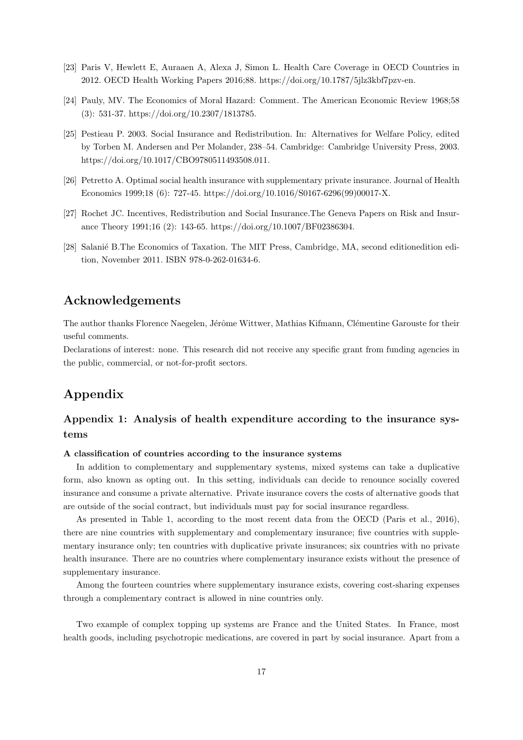[23] Paris V, Hewlett E, Auraaen A, Alexa J, Simon L. Health Care Coverage in OECD Countries in 2012. OECD Health Working Papers 2016;88. https://doi.org/10.1787/5jlz3kbf7pzv-en.

[24] Pauly, MV. The Economics of Moral Hazard: Comment. The American Economic Review 1968;58 (3): 531-37. https://doi.org/10.2307/1813785.

[25] Pestieau P. 2003. Social Insurance and Redistribution. In: Alternatives for Welfare Policy, edited by Torben M. Andersen and Per Molander, 238–54. Cambridge: Cambridge University Press, 2003. https://doi.org/10.1017/CBO9780511493508.011.

[26] Petretto A. Optimal social health insurance with supplementary private insurance. Journal of Health Economics 1999;18 (6): 727-45. https://doi.org/10.1016/S0167-6296(99)00017-X.

[27] Rochet JC. Incentives, Redistribution and Social Insurance.The Geneva Papers on Risk and Insurance Theory 1991;16 (2): 143-65. https://doi.org/10.1007/BF02386304.

[28] Salanié B.The Economics of Taxation. The MIT Press, Cambridge, MA, second editionedition edition, November 2011. ISBN 978-0-262-01634-6.

## Acknowledgements

The author thanks Florence Naegelen, Jérôme Wittwer, Mathias Kifmann, Clémentine Garouste for their useful comments.

Declarations of interest: none. This research did not receive any specific grant from funding agencies in the public, commercial, or not-for-profit sectors.

## Appendix

### Appendix 1: Analysis of health expenditure according to the insurance systems

**A classification of countries according to the insurance systems**

In addition to complementary and supplementary systems, mixed systems can take a duplicative form, also known as opting out. In this setting, individuals can decide to renounce socially covered insurance and consume a private alternative. Private insurance covers the costs of alternative goods that are outside of the social contract, but individuals must pay for social insurance regardless.

As presented in Table 1, according to the most recent data from the OECD (Paris et al., 2016), there are nine countries with supplementary and complementary insurance; five countries with supplementary insurance only; ten countries with duplicative private insurances; six countries with no private health insurance. There are no countries where complementary insurance exists without the presence of supplementary insurance.

Among the fourteen countries where supplementary insurance exists, covering cost-sharing expenses through a complementary contract is allowed in nine countries only.

Two example of complex topping up systems are France and the United States. In France, most health goods, including psychotropic medications, are covered in part by social insurance. Apart from a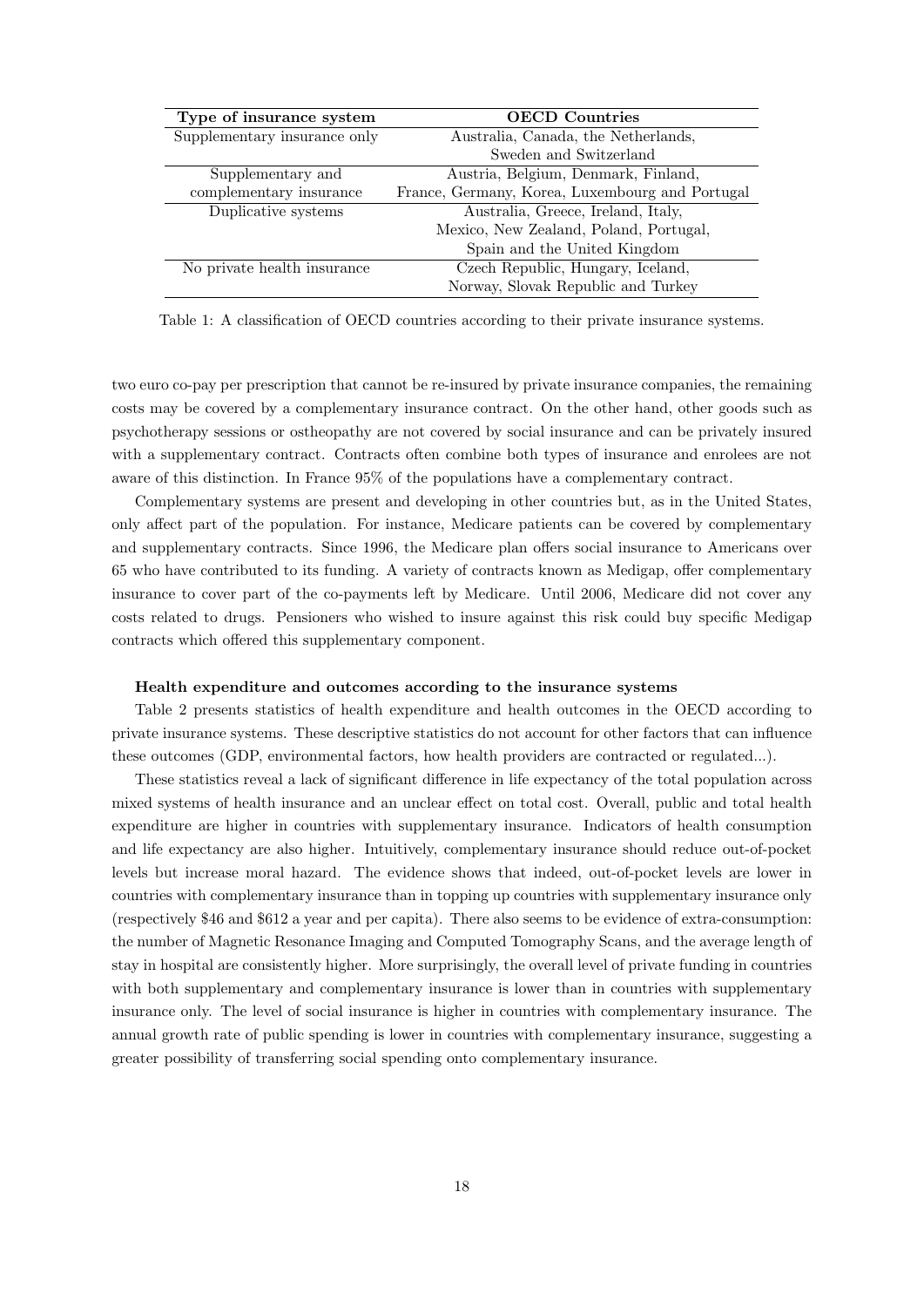| Type of insurance system | OECD Countries |
| --- | --- |
| Supplementary insurance only | Australia, Canada, the Netherlands, Sweden and Switzerland |
| Supplementary and complementary insurance | Austria, Belgium, Denmark, Finland, France, Germany, Korea, Luxembourg and Portugal |
| Duplicative systems | Australia, Greece, Ireland, Italy, Mexico, New Zealand, Poland, Portugal, Spain and the United Kingdom |
| No private health insurance | Czech Republic, Hungary, Iceland, Norway, Slovak Republic and Turkey |

Table 1: A classification of OECD countries according to their private insurance systems.

two euro co-pay per prescription that cannot be re-insured by private insurance companies, the remaining costs may be covered by a complementary insurance contract. On the other hand, other goods such as psychotherapy sessions or ostheopathy are not covered by social insurance and can be privately insured with a supplementary contract. Contracts often combine both types of insurance and enrolees are not aware of this distinction. In France 95% of the populations have a complementary contract.

Complementary systems are present and developing in other countries but, as in the United States, only affect part of the population. For instance, Medicare patients can be covered by complementary and supplementary contracts. Since 1996, the Medicare plan offers social insurance to Americans over 65 who have contributed to its funding. A variety of contracts known as Medigap, offer complementary insurance to cover part of the co-payments left by Medicare. Until 2006, Medicare did not cover any costs related to drugs. Pensioners who wished to insure against this risk could buy specific Medigap contracts which offered this supplementary component.

**Health expenditure and outcomes according to the insurance systems**

Table 2 presents statistics of health expenditure and health outcomes in the OECD according to private insurance systems. These descriptive statistics do not account for other factors that can influence these outcomes (GDP, environmental factors, how health providers are contracted or regulated...).

These statistics reveal a lack of significant difference in life expectancy of the total population across mixed systems of health insurance and an unclear effect on total cost. Overall, public and total health expenditure are higher in countries with supplementary insurance. Indicators of health consumption and life expectancy are also higher. Intuitively, complementary insurance should reduce out-of-pocket levels but increase moral hazard. The evidence shows that indeed, out-of-pocket levels are lower in countries with complementary insurance than in topping up countries with supplementary insurance only (respectively \$46 and \$612 a year and per capita). There also seems to be evidence of extra-consumption: the number of Magnetic Resonance Imaging and Computed Tomography Scans, and the average length of stay in hospital are consistently higher. More surprisingly, the overall level of private funding in countries with both supplementary and complementary insurance is lower than in countries with supplementary insurance only. The level of social insurance is higher in countries with complementary insurance. The annual growth rate of public spending is lower in countries with complementary insurance, suggesting a greater possibility of transferring social spending onto complementary insurance.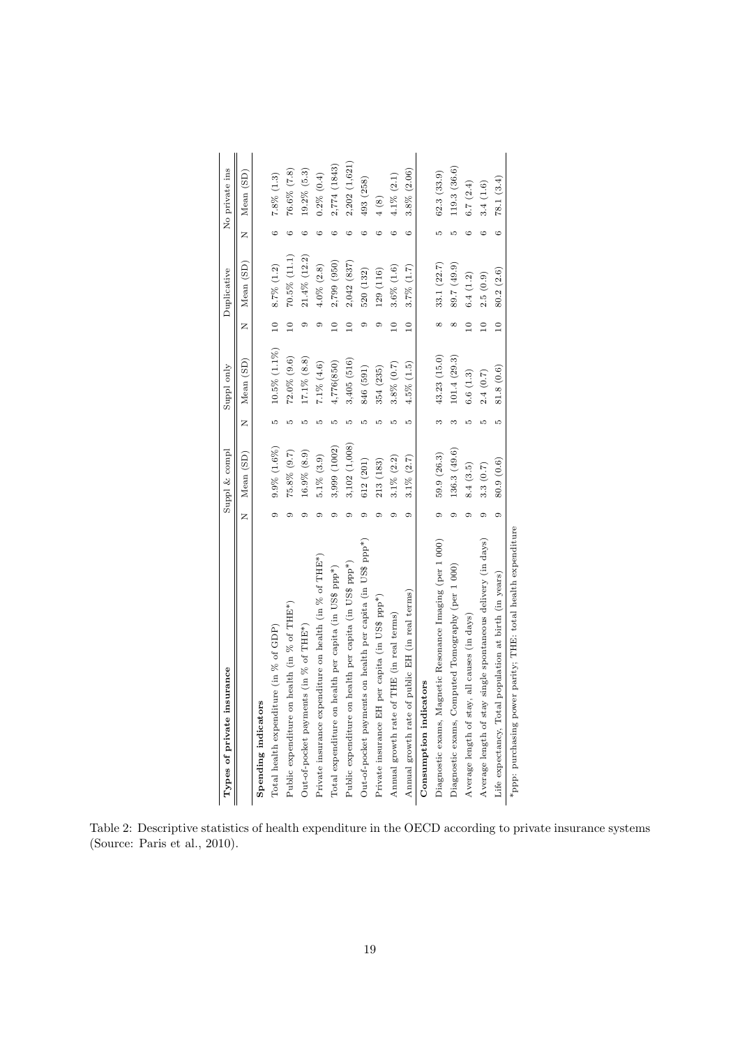| Types of private insurance | Suppl & compl | | Suppl only | | Duplicative | | No private ins | |
|---|---|---|---|---|---|---|---|---|
| | N | Mean (SD) | N | Mean (SD) | N | Mean (SD) | N | Mean (SD) |
| **Spending indicators** | | | | | | | | |
| Total health expenditure (in % of GDP) | 9 | 9.9% (1.6%) | 5 | 10.5% (1.1%) | 10 | 8.7% (1.2) | 6 | 7.8% (1.3) |
| Public expenditure on health (in % of THE*) | 9 | 75.8% (9.7) | 5 | 72.0% (9.6) | 10 | 70.5% (11.1) | 6 | 76.6% (7.8) |
| Out-of-pocket payments (in % of THE*) | 9 | 16.9% (8.9) | 5 | 17.1% (8.8) | 9 | 21.4% (12.2) | 6 | 19.2% (5.3) |
| Private insurance expenditure on health (in % of THE*) | 9 | 5.1% (3.9) | 5 | 7.1% (4.6) | 9 | 4.0% (2.8) | 6 | 0.2% (0.4) |
| Total expenditure on health per capita (in US$ ppp*) | 9 | 3,999 (1002) | 5 | 4,776(850) | 10 | 2,799 (950) | 6 | 2,774 (1843) |
| Public expenditure on health per capita (in US$ ppp*) | 9 | 3,102 (1,008) | 5 | 3,405 (516) | 10 | 2,042 (837) | 6 | 2,202 (1,621) |
| Out-of-pocket payments on health per capita (in US$ ppp*) | 9 | 612 (201) | 5 | 846 (591) | 9 | 520 (132) | 6 | 493 (258) |
| Private insurance EH per capita (in US$ ppp*) | 9 | 213 (183) | 5 | 354 (235) | 9 | 129 (116) | 6 | 4 (8) |
| Annual growth rate of THE (in real terms) | 9 | 3.1% (2.2) | 5 | 3.8% (0.7) | 10 | 3.6% (1.6) | 6 | 4.1% (2.1) |
| Annual growth rate of public EH (in real terms) | 9 | 3.1% (2.7) | 5 | 4.5% (1.5) | 10 | 3.7% (1.7) | 6 | 3.8% (2.06) |
| **Consumption indicators** | | | | | | | | |
| Diagnostic exams, Magnetic Resonance Imaging (per 1 000) | 9 | 59.9 (26.3) | 3 | 43.23 (15.0) | 8 | 33.1 (22.7) | 5 | 62.3 (33.9) |
| Diagnostic exams, Computed Tomography (per 1 000) | 9 | 136.3 (49.6) | 3 | 101.4 (29.3) | 8 | 89.7 (49.9) | 5 | 119.3 (36.6) |
| Average length of stay, all causes (in days) | 9 | 8.4 (3.5) | 5 | 6.6 (1.3) | 10 | 6.4 (1.2) | 6 | 6.7 (2.4) |
| Average length of stay single spontaneous delivery (in days) | 9 | 3.3 (0.7) | 5 | 2.4 (0.7) | 10 | 2.5 (0.9) | 6 | 3.4 (1.6) |
| Life expectancy, Total population at birth (in years) | 9 | 80.9 (0.6) | 5 | 81.8 (0.6) | 10 | 80.2 (2.6) | 6 | 78.1 (3.4) |

*ppp: purchasing power parity; THE: total health expenditure

Table 2: Descriptive statistics of health expenditure in the OECD according to private insurance systems (Source: Paris et al., 2010).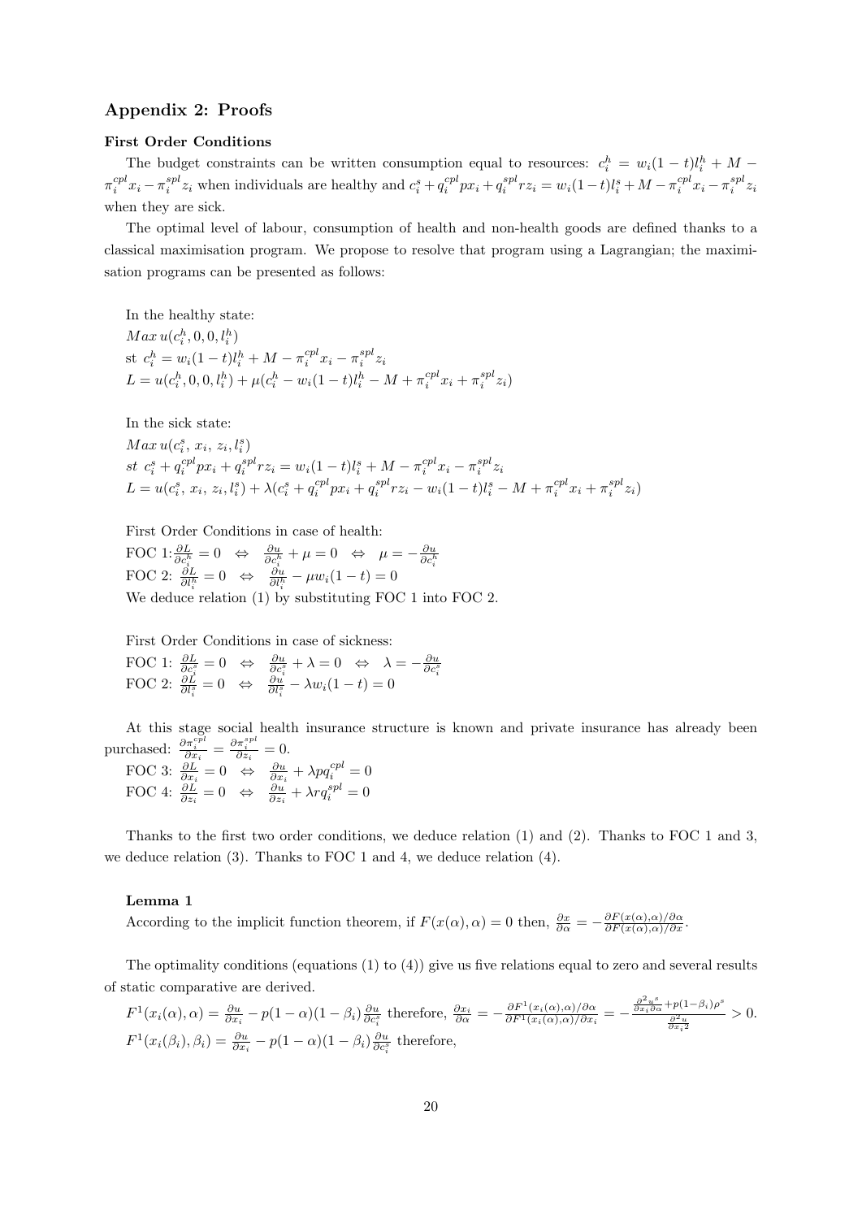## Appendix 2: Proofs

**First Order Conditions**

The budget constraints can be written consumption equal to resources: $c_i^h = w_i(1-t)l_i^h + M - \pi_i^{cpl}x_i - \pi_i^{spl}z_i$ when individuals are healthy and $c_i^s + q_i^{cpl}px_i + q_i^{spl}rz_i = w_i(1-t)l_i^s + M - \pi_i^{cpl}x_i - \pi_i^{spl}z_i$ when they are sick.

The optimal level of labour, consumption of health and non-health goods are defined thanks to a classical maximisation program. We propose to resolve that program using a Lagrangian; the maximisation programs can be presented as follows:

In the healthy state:
$Max\, u(c_i^h, 0, 0, l_i^h)$
st $c_i^h = w_i(1-t)l_i^h + M - \pi_i^{cpl}x_i - \pi_i^{spl}z_i$
$L = u(c_i^h, 0, 0, l_i^h) + \mu(c_i^h - w_i(1-t)l_i^h - M + \pi_i^{cpl}x_i + \pi_i^{spl}z_i)$

In the sick state:
$Max\, u(c_i^s,\, x_i,\, z_i, l_i^s)$
$st\;\; c_i^s + q_i^{cpl}px_i + q_i^{spl}rz_i = w_i(1-t)l_i^s + M - \pi_i^{cpl}x_i - \pi_i^{spl}z_i$
$L = u(c_i^s,\, x_i,\, z_i, l_i^s) + \lambda(c_i^s + q_i^{cpl}px_i + q_i^{spl}rz_i - w_i(1-t)l_i^s - M + \pi_i^{cpl}x_i + \pi_i^{spl}z_i)$

First Order Conditions in case of health:
FOC 1: $\frac{\partial L}{\partial c_i^h} = 0 \;\;\Leftrightarrow\;\; \frac{\partial u}{\partial c_i^h} + \mu = 0 \;\;\Leftrightarrow\;\; \mu = -\frac{\partial u}{\partial c_i^h}$
FOC 2: $\frac{\partial L}{\partial l_i^h} = 0 \;\;\Leftrightarrow\;\; \frac{\partial u}{\partial l_i^h} - \mu w_i(1-t) = 0$
We deduce relation (1) by substituting FOC 1 into FOC 2.

First Order Conditions in case of sickness:
FOC 1: $\frac{\partial L}{\partial c_i^s} = 0 \;\;\Leftrightarrow\;\; \frac{\partial u}{\partial c_i^s} + \lambda = 0 \;\;\Leftrightarrow\;\; \lambda = -\frac{\partial u}{\partial c_i^s}$
FOC 2: $\frac{\partial L}{\partial l_i^s} = 0 \;\;\Leftrightarrow\;\; \frac{\partial u}{\partial l_i^s} - \lambda w_i(1-t) = 0$

At this stage social health insurance structure is known and private insurance has already been purchased: $\frac{\partial \pi_i^{cpl}}{\partial x_i} = \frac{\partial \pi_i^{spl}}{\partial z_i} = 0$.
FOC 3: $\frac{\partial L}{\partial x_i} = 0 \;\;\Leftrightarrow\;\; \frac{\partial u}{\partial x_i} + \lambda pq_i^{cpl} = 0$
FOC 4: $\frac{\partial L}{\partial z_i} = 0 \;\;\Leftrightarrow\;\; \frac{\partial u}{\partial z_i} + \lambda rq_i^{spl} = 0$

Thanks to the first two order conditions, we deduce relation (1) and (2). Thanks to FOC 1 and 3, we deduce relation (3). Thanks to FOC 1 and 4, we deduce relation (4).

**Lemma 1**

According to the implicit function theorem, if $F(x(\alpha), \alpha) = 0$ then, $\frac{\partial x}{\partial \alpha} = -\frac{\partial F(x(\alpha),\alpha)/\partial \alpha}{\partial F(x(\alpha),\alpha)/\partial x}$.

The optimality conditions (equations (1) to (4)) give us five relations equal to zero and several results of static comparative are derived.

$F^1(x_i(\alpha), \alpha) = \frac{\partial u}{\partial x_i} - p(1-\alpha)(1-\beta_i)\frac{\partial u}{\partial c_i^s}$ therefore, $\frac{\partial x_i}{\partial \alpha} = -\frac{\partial F^1(x_i(\alpha),\alpha)/\partial \alpha}{\partial F^1(x_i(\alpha),\alpha)/\partial x_i} = -\frac{\frac{\partial^2 u^s}{\partial x_i \partial \alpha} + p(1-\beta_i)\rho^s}{\frac{\partial^2 u}{\partial x_i^2}} > 0$.
$F^1(x_i(\beta_i), \beta_i) = \frac{\partial u}{\partial x_i} - p(1-\alpha)(1-\beta_i)\frac{\partial u}{\partial c_i^s}$ therefore,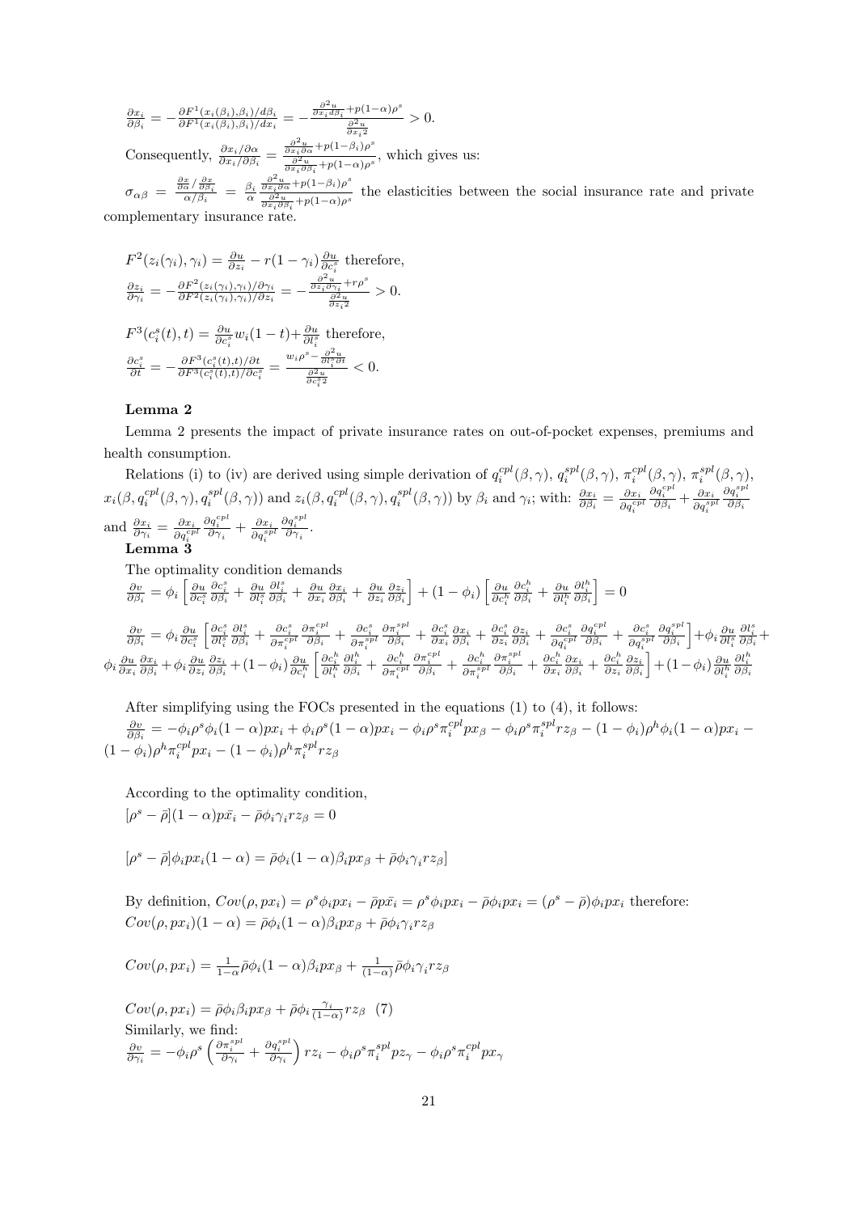$\frac{\partial x_i}{\partial \beta_i} = -\frac{\partial F^1(x_i(\beta_i),\beta_i)/d\beta_i}{\partial F^1(x_i(\beta_i),\beta_i)/dx_i} = -\frac{\frac{\partial^2 u}{\partial x_i d\beta_i}+p(1-\alpha)\rho^s}{\frac{\partial^2 u}{\partial x_i{}^2}} > 0.$

Consequently, $\frac{\partial x_i/\partial \alpha}{\partial x_i/\partial \beta_i} = \frac{\frac{\partial^2 u}{\partial x_i \partial \alpha}+p(1-\beta_i)\rho^s}{\frac{\partial^2 u}{\partial x_i \partial \beta_i}+p(1-\alpha)\rho^s}$, which gives us:

$\sigma_{\alpha\beta} = \frac{\frac{\partial x}{\partial \alpha}/\frac{\partial x}{\partial \beta_i}}{\alpha/\beta_i} = \frac{\beta_i}{\alpha}\frac{\frac{\partial^2 u}{\partial x_i \partial \alpha}+p(1-\beta_i)\rho^s}{\frac{\partial^2 u}{\partial x_i \partial \beta_i}+p(1-\alpha)\rho^s}$ the elasticities between the social insurance rate and private complementary insurance rate.

$F^2(z_i(\gamma_i),\gamma_i) = \frac{\partial u}{\partial z_i} - r(1-\gamma_i)\frac{\partial u}{\partial c_i^s}$ therefore,

$\frac{\partial z_i}{\partial \gamma_i} = -\frac{\partial F^2(z_i(\gamma_i),\gamma_i)/\partial \gamma_i}{\partial F^2(z_i(\gamma_i),\gamma_i)/\partial z_i} = -\frac{\frac{\partial^2 u}{\partial z_i \partial \gamma_i}+r\rho^s}{\frac{\partial^2 u}{\partial z_i{}^2}} > 0.$

$F^3(c_i^s(t),t) = \frac{\partial u}{\partial c_i^s}w_i(1-t) + \frac{\partial u}{\partial l_i^s}$ therefore,

$\frac{\partial c_i^s}{\partial t} = -\frac{\partial F^3(c_i^s(t),t)/\partial t}{\partial F^3(c_i^s(t),t)/\partial c_i^s} = \frac{w_i\rho^s - \frac{\partial^2 u}{\partial l_i^s \partial t}}{\frac{\partial^2 u}{\partial c_i^s{}^2}} < 0.$

**Lemma 2**

Lemma 2 presents the impact of private insurance rates on out-of-pocket expenses, premiums and health consumption.

Relations (i) to (iv) are derived using simple derivation of $q_i^{cpl}(\beta,\gamma)$, $q_i^{spl}(\beta,\gamma)$, $\pi_i^{cpl}(\beta,\gamma)$, $\pi_i^{spl}(\beta,\gamma)$, $x_i(\beta, q_i^{cpl}(\beta,\gamma), q_i^{spl}(\beta,\gamma))$ and $z_i(\beta, q_i^{cpl}(\beta,\gamma), q_i^{spl}(\beta,\gamma))$ by $\beta_i$ and $\gamma_i$; with: $\frac{\partial x_i}{\partial \beta_i} = \frac{\partial x_i}{\partial q_i^{cpl}}\frac{\partial q_i^{cpl}}{\partial \beta_i} + \frac{\partial x_i}{\partial q_i^{spl}}\frac{\partial q_i^{spl}}{\partial \beta_i}$ and $\frac{\partial x_i}{\partial \gamma_i} = \frac{\partial x_i}{\partial q_i^{cpl}}\frac{\partial q_i^{cpl}}{\partial \gamma_i} + \frac{\partial x_i}{\partial q_i^{spl}}\frac{\partial q_i^{spl}}{\partial \gamma_i}$.

**Lemma 3**

The optimality condition demands

$$\frac{\partial v}{\partial \beta_i} = \phi_i\left[\frac{\partial u}{\partial c_i^s}\frac{\partial c_i^s}{\partial \beta_i} + \frac{\partial u}{\partial l_i^s}\frac{\partial l_i^s}{\partial \beta_i} + \frac{\partial u}{\partial x_i}\frac{\partial x_i}{\partial \beta_i} + \frac{\partial u}{\partial z_i}\frac{\partial z_i}{\partial \beta_i}\right] + (1-\phi_i)\left[\frac{\partial u}{\partial c_i^h}\frac{\partial c_i^h}{\partial \beta_i} + \frac{\partial u}{\partial l_i^h}\frac{\partial l_i^h}{\partial \beta_i}\right] = 0$$

$$\frac{\partial v}{\partial \beta_i} = \phi_i\frac{\partial u}{\partial c_i^s}\left[\frac{\partial c_i^s}{\partial l_i^s}\frac{\partial l_i^s}{\partial \beta_i} + \frac{\partial c_i^s}{\partial \pi_i^{cpl}}\frac{\partial \pi_i^{cpl}}{\partial \beta_i} + \frac{\partial c_i^s}{\partial \pi_i^{spl}}\frac{\partial \pi_i^{spl}}{\partial \beta_i} + \frac{\partial c_i^s}{\partial x_i}\frac{\partial x_i}{\partial \beta_i} + \frac{\partial c_i^s}{\partial z_i}\frac{\partial z_i}{\partial \beta_i} + \frac{\partial c_i^s}{\partial q_i^{cpl}}\frac{\partial q_i^{cpl}}{\partial \beta_i} + \frac{\partial c_i^s}{\partial q_i^{spl}}\frac{\partial q_i^{spl}}{\partial \beta_i}\right] + \phi_i\frac{\partial u}{\partial l_i^s}\frac{\partial l_i^s}{\partial \beta_i} + \phi_i\frac{\partial u}{\partial x_i}\frac{\partial x_i}{\partial \beta_i} + \phi_i\frac{\partial u}{\partial z_i}\frac{\partial z_i}{\partial \beta_i} + (1-\phi_i)\frac{\partial u}{\partial c_i^h}\left[\frac{\partial c_i^h}{\partial l_i^h}\frac{\partial l_i^h}{\partial \beta_i} + \frac{\partial c_i^h}{\partial \pi_i^{cpl}}\frac{\partial \pi_i^{cpl}}{\partial \beta_i} + \frac{\partial c_i^h}{\partial \pi_i^{spl}}\frac{\partial \pi_i^{spl}}{\partial \beta_i} + \frac{\partial c_i^h}{\partial x_i}\frac{\partial x_i}{\partial \beta_i} + \frac{\partial c_i^h}{\partial z_i}\frac{\partial z_i}{\partial \beta_i}\right] + (1-\phi_i)\frac{\partial u}{\partial l_i^h}\frac{\partial l_i^h}{\partial \beta_i}$$

After simplifying using the FOCs presented in the equations (1) to (4), it follows:

$$\frac{\partial v}{\partial \beta_i} = -\phi_i\rho^s\phi_i(1-\alpha)px_i + \phi_i\rho^s(1-\alpha)px_i - \phi_i\rho^s\pi_i^{cpl}px_\beta - \phi_i\rho^s\pi_i^{spl}rz_\beta - (1-\phi_i)\rho^h\phi_i(1-\alpha)px_i - (1-\phi_i)\rho^h\pi_i^{cpl}px_i - (1-\phi_i)\rho^h\pi_i^{spl}rz_\beta$$

According to the optimality condition,

$$[\rho^s - \bar{\rho}](1-\alpha)p\bar{x_i} - \bar{\rho}\phi_i\gamma_i rz_\beta = 0$$

$$[\rho^s - \bar{\rho}]\phi_i px_i(1-\alpha) = \bar{\rho}\phi_i(1-\alpha)\beta_i px_\beta + \bar{\rho}\phi_i\gamma_i rz_\beta]$$

By definition, $Cov(\rho, px_i) = \rho^s\phi_i px_i - \bar{\rho}p\bar{x_i} = \rho^s\phi_i px_i - \bar{\rho}\phi_i px_i = (\rho^s - \bar{\rho})\phi_i px_i$ therefore:

$$Cov(\rho, px_i)(1-\alpha) = \bar{\rho}\phi_i(1-\alpha)\beta_i px_\beta + \bar{\rho}\phi_i\gamma_i rz_\beta$$

$$Cov(\rho, px_i) = \frac{1}{1-\alpha}\bar{\rho}\phi_i(1-\alpha)\beta_i px_\beta + \frac{1}{(1-\alpha)}\bar{\rho}\phi_i\gamma_i rz_\beta$$

$$Cov(\rho, px_i) = \bar{\rho}\phi_i\beta_i px_\beta + \bar{\rho}\phi_i\frac{\gamma_i}{(1-\alpha)}rz_\beta \quad (7)$$

Similarly, we find:

$$\frac{\partial v}{\partial \gamma_i} = -\phi_i\rho^s\left(\frac{\partial \pi_i^{spl}}{\partial \gamma_i} + \frac{\partial q_i^{spl}}{\partial \gamma_i}\right)rz_i - \phi_i\rho^s\pi_i^{spl}pz_\gamma - \phi_i\rho^s\pi_i^{cpl}px_\gamma$$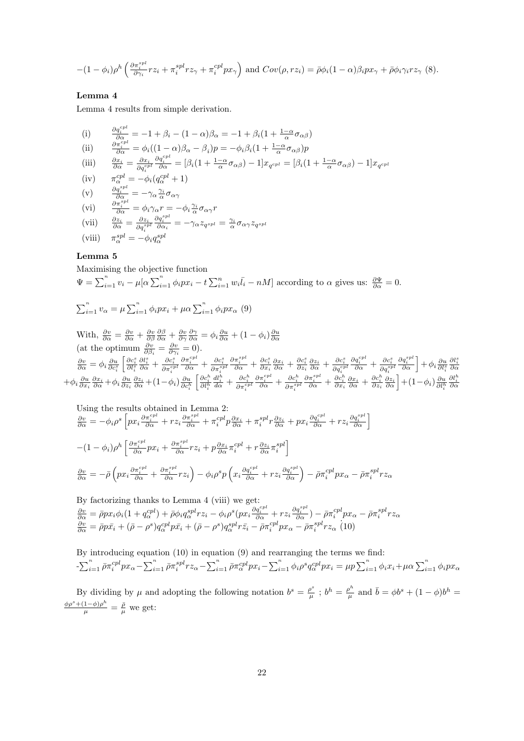$-(1-\phi_i)\rho^h\left(\frac{\partial \pi_i^{spl}}{\partial \gamma_i} r z_i + \pi_i^{spl} r z_\gamma + \pi_i^{cpl} p x_\gamma\right)$ and $Cov(\rho, r z_i) = \bar{\rho}\phi_i(1-\alpha)\beta_i p x_\gamma + \bar{\rho}\phi_i\gamma_i r z_\gamma$ (8).

**Lemma 4**

Lemma 4 results from simple derivation.

(i) $\quad \frac{\partial q_i^{cpl}}{\partial \alpha} = -1 + \beta_i - (1-\alpha)\beta_\alpha = -1 + \beta_i(1 + \frac{1-\alpha}{\alpha}\sigma_{\alpha\beta})$

(ii) $\quad \frac{\partial \pi_i^{cpl}}{\partial \alpha} = \phi_i((1-\alpha)\beta_\alpha - \beta_i)p = -\phi_i\beta_i(1 + \frac{1-\alpha}{\alpha}\sigma_{\alpha\beta})p$

(iii) $\quad \frac{\partial x_i}{\partial \alpha} = \frac{\partial x_i}{\partial q_i^{cpl}}\frac{\partial q_i^{cpl}}{\partial \alpha} = [\beta_i(1 + \frac{1-\alpha}{\alpha}\sigma_{\alpha\beta}) - 1]x_{q^{cpl}} = [\beta_i(1 + \frac{1-\alpha}{\alpha}\sigma_{\alpha\beta}) - 1]x_{q^{cpl}}$

(iv) $\quad \pi_\alpha^{cpl} = -\phi_i(q_\alpha^{cpl} + 1)$

(v) $\quad \frac{\partial q_i^{spl}}{\partial \alpha} = -\gamma_\alpha \frac{\gamma_i}{\alpha}\sigma_{\alpha\gamma}$

(vi) $\quad \frac{\partial \pi_i^{spl}}{\partial \alpha} = \phi_i\gamma_\alpha r = -\phi_i\frac{\gamma_i}{\alpha}\sigma_{\alpha\gamma} r$

(vii) $\quad \frac{\partial z_i}{\partial \alpha} = \frac{\partial z_i}{\partial q_i^{spl}}\frac{\partial q_i^{spl}}{\partial \alpha_i} = -\gamma_\alpha z_{q^{spl}} = \frac{\gamma_i}{\alpha}\sigma_{\alpha\gamma} z_{q^{spl}}$

(viii) $\quad \pi_\alpha^{spl} = -\phi_i q_\alpha^{spl}$

**Lemma 5**

Maximising the objective function
$\Psi = \sum_{i=1}^n v_i - \mu[\alpha\sum_{i=1}^n \phi_i p x_i - t\sum_{i=1}^n w_i \bar{l_i} - nM]$ according to $\alpha$ gives us: $\frac{\partial \Psi}{\partial \alpha} = 0$.

$\sum_{i=1}^n v_\alpha = \mu\sum_{i=1}^n \phi_i p x_i + \mu\alpha\sum_{i=1}^n \phi_i p x_\alpha$ (9)

With, $\frac{\partial v}{\partial \alpha} = \frac{\partial v}{\partial \alpha} + \frac{\partial v}{\partial \beta}\frac{\partial \beta}{\partial \alpha} + \frac{\partial v}{\partial \gamma}\frac{\partial \gamma}{\partial \alpha} = \phi_i\frac{\partial u}{\partial \alpha} + (1-\phi_i)\frac{\partial u}{\partial \alpha}$
(at the optimum $\frac{\partial v}{\partial \beta_i} = \frac{\partial v}{\partial \gamma_i} = 0$).

$\frac{\partial v}{\partial \alpha} = \phi_i\frac{\partial u}{\partial c_i^s}\left[\frac{\partial c_i^s}{\partial l_i^s}\frac{\partial l_i^s}{\partial \alpha} + \frac{\partial c_i^s}{\partial \pi_i^{cpl}}\frac{\partial \pi_i^{cpl}}{\partial \alpha} + \frac{\partial c_i^s}{\partial \pi_i^{spl}}\frac{\partial \pi_i^{spl}}{\partial \alpha} + \frac{\partial c_i^s}{\partial x_i}\frac{\partial x_i}{\partial \alpha} + \frac{\partial c_i^s}{\partial z_i}\frac{\partial z_i}{\partial \alpha} + \frac{\partial c_i^s}{\partial q_i^{cpl}}\frac{\partial q_i^{cpl}}{\partial \alpha} + \frac{\partial c_i^s}{\partial q_i^{spl}}\frac{\partial q_i^{spl}}{\partial \alpha}\right] + \phi_i\frac{\partial u}{\partial l_i^s}\frac{\partial l_i^s}{\partial \alpha}$
$+\phi_i\frac{\partial u}{\partial x_i}\frac{\partial x_i}{\partial \alpha} + \phi_i\frac{\partial u}{\partial z_i}\frac{\partial z_i}{\partial \alpha} + (1-\phi_i)\frac{\partial u}{\partial c_i^h}\left[\frac{\partial c_i^h}{\partial l_i^h}\frac{dl_i^h}{d\alpha} + \frac{\partial c_i^h}{\partial \pi_i^{cpl}}\frac{\partial \pi_i^{cpl}}{\partial \alpha} + \frac{\partial c_i^h}{\partial \pi_i^{spl}}\frac{\partial \pi_i^{spl}}{\partial \alpha} + \frac{\partial c_i^h}{\partial x_i}\frac{\partial x_i}{\partial \alpha} + \frac{\partial c_i^h}{\partial z_i}\frac{\partial z_i}{\partial \alpha}\right] + (1-\phi_i)\frac{\partial u}{\partial l_i^h}\frac{\partial l_i^h}{\partial \alpha}$

Using the results obtained in Lemma 2:
$\frac{\partial v}{\partial \alpha} = -\phi_i\rho^s\left[p x_i\frac{\partial \pi_i^{cpl}}{\partial \alpha} + r z_i\frac{\partial \pi_i^{spl}}{\partial \alpha} + \pi_i^{cpl} p\frac{\partial x_i}{\partial \alpha} + \pi_i^{spl} r\frac{\partial z_i}{\partial \alpha} + p x_i\frac{\partial q_i^{cpl}}{\partial \alpha} + r z_i\frac{\partial q_i^{spl}}{\partial \alpha}\right]$

$-(1-\phi_i)\rho^h\left[\frac{\partial \pi_i^{cpl}}{\partial \alpha} p x_i + \frac{\partial \pi_i^{spl}}{\partial \alpha} r z_i + p\frac{\partial x_i}{\partial \alpha}\pi_i^{cpl} + r\frac{\partial z_i}{\partial \alpha}\pi_i^{spl}\right]$

$\frac{\partial v}{\partial \alpha} = -\bar{\rho}\left(p x_i\frac{\partial \pi_i^{cpl}}{\partial \alpha} + \frac{\partial \pi_i^{spl}}{\partial \alpha} r z_i\right) - \phi_i\rho^s p\left(x_i\frac{\partial q_i^{cpl}}{\partial \alpha} + r z_i\frac{\partial q_i^{spl}}{\partial \alpha}\right) - \bar{\rho}\pi_i^{cpl} p x_\alpha - \bar{\rho}\pi_i^{spl} r z_\alpha$

By factorizing thanks to Lemma 4 (viii) we get:
$\frac{\partial v}{\partial \alpha} = \bar{\rho} p x_i\phi_i(1 + q_\alpha^{cpl}) + \bar{\rho}\phi_i q_\alpha^{spl} r z_i - \phi_i\rho^s(p x_i\frac{\partial q_i^{cpl}}{\partial \alpha} + r z_i\frac{\partial q_i^{spl}}{\partial \alpha}) - \bar{\rho}\pi_i^{cpl} p x_\alpha - \bar{\rho}\pi_i^{spl} r z_\alpha$
$\frac{\partial v}{\partial \alpha} = \bar{\rho} p\bar{x_i} + (\bar{\rho} - \rho^s) q_\alpha^{cpl} p\bar{x_i} + (\bar{\rho} - \rho^s) q_\alpha^{spl} r\bar{z_i} - \bar{\rho}\pi_i^{cpl} p x_\alpha - \bar{\rho}\pi_i^{spl} r z_\alpha$ (10)

By introducing equation (10) in equation (9) and rearranging the terms we find:
$-\sum_{i=1}^n \bar{\rho}\pi_i^{cpl} p x_\alpha - \sum_{i=1}^n \bar{\rho}\pi_i^{spl} r z_\alpha - \sum_{i=1}^n \bar{\rho}\pi_\alpha^{cpl} p x_i - \sum_{i=1}^n \phi_i\rho^s q_\alpha^{cpl} p x_i = \mu p\sum_{i=1}^n \phi_i x_i + \mu\alpha\sum_{i=1}^n \phi_i p x_\alpha$

By dividing by $\mu$ and adopting the following notation $b^s = \frac{\rho^s}{\mu}$ ; $b^h = \frac{\rho^h}{\mu}$ and $\bar{b} = \phi b^s + (1-\phi)b^h = \frac{\phi\rho^s + (1-\phi)\rho^h}{\mu} = \frac{\bar{\rho}}{\mu}$ we get: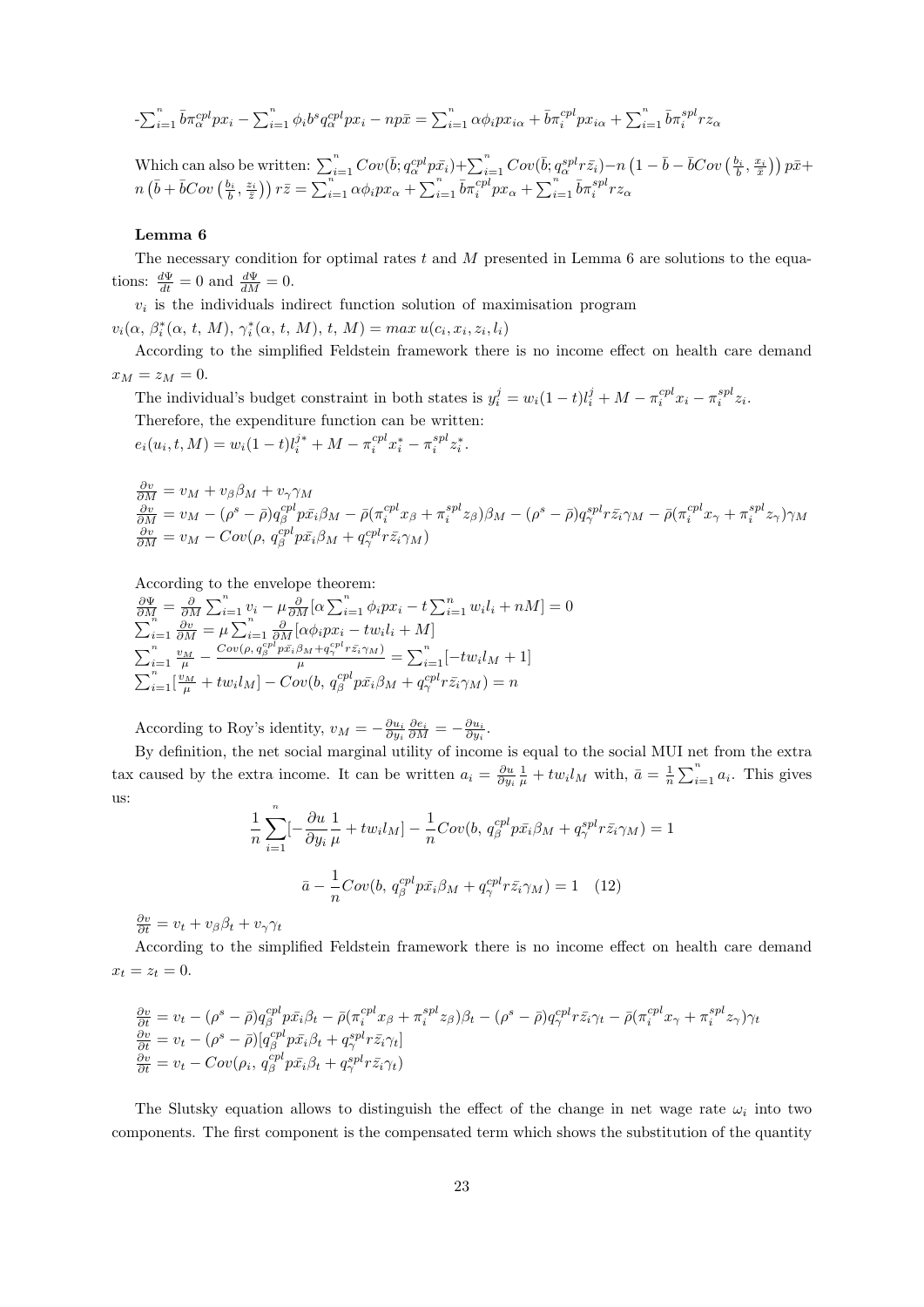$$-\sum_{i=1}^{n} \bar{b}\pi_{\alpha}^{cpl} px_i - \sum_{i=1}^{n} \phi_i b^s q_{\alpha}^{cpl} px_i - np\bar{x} = \sum_{i=1}^{n} \alpha\phi_i px_{i\alpha} + \bar{b}\pi_i^{cpl} px_{i\alpha} + \sum_{i=1}^{n} \bar{b}\pi_i^{spl} rz_{\alpha}$$

Which can also be written: $\sum_{i=1}^{n} Cov(\bar{b}; q_{\alpha}^{cpl} p\bar{x_i}) + \sum_{i=1}^{n} Cov(\bar{b}; q_{\alpha}^{spl} r\bar{z_i}) - n\left(1 - \bar{b} - \bar{b}Cov\left(\frac{b_i}{\bar{b}}, \frac{x_i}{\bar{x}}\right)\right) p\bar{x} + n\left(\bar{b} + \bar{b}Cov\left(\frac{b_i}{\bar{b}}, \frac{z_i}{\bar{z}}\right)\right) r\bar{z} = \sum_{i=1}^{n} \alpha\phi_i px_{\alpha} + \sum_{i=1}^{n} \bar{b}\pi_i^{cpl} px_{\alpha} + \sum_{i=1}^{n} \bar{b}\pi_i^{spl} rz_{\alpha}$

**Lemma 6**

The necessary condition for optimal rates $t$ and $M$ presented in Lemma 6 are solutions to the equations: $\frac{d\Psi}{dt} = 0$ and $\frac{d\Psi}{dM} = 0$.

$v_i$ is the individuals indirect function solution of maximisation program

$v_i(\alpha,\, \beta_i^*(\alpha,\, t,\, M),\, \gamma_i^*(\alpha,\, t,\, M),\, t,\, M) = max\, u(c_i, x_i, z_i, l_i)$

According to the simplified Feldstein framework there is no income effect on health care demand $x_M = z_M = 0$.

The individual's budget constraint in both states is $y_i^j = w_i(1-t)l_i^j + M - \pi_i^{cpl} x_i - \pi_i^{spl} z_i$.

Therefore, the expenditure function can be written:

$e_i(u_i, t, M) = w_i(1-t)l_i^{j*} + M - \pi_i^{cpl} x_i^* - \pi_i^{spl} z_i^*$.

$$\frac{\partial v}{\partial M} = v_M + v_{\beta}\beta_M + v_{\gamma}\gamma_M$$
$$\frac{\partial v}{\partial M} = v_M - (\rho^s - \bar{\rho}) q_{\beta}^{cpl} p\bar{x_i}\beta_M - \bar{\rho}(\pi_i^{cpl} x_{\beta} + \pi_i^{spl} z_{\beta})\beta_M - (\rho^s - \bar{\rho}) q_{\gamma}^{spl} r\bar{z_i}\gamma_M - \bar{\rho}(\pi_i^{cpl} x_{\gamma} + \pi_i^{spl} z_{\gamma})\gamma_M$$
$$\frac{\partial v}{\partial M} = v_M - Cov(\rho,\, q_{\beta}^{cpl} p\bar{x_i}\beta_M + q_{\gamma}^{cpl} r\bar{z_i}\gamma_M)$$

According to the envelope theorem:

$$\frac{\partial \Psi}{\partial M} = \frac{\partial}{\partial M}\sum_{i=1}^{n} v_i - \mu\frac{\partial}{\partial M}[\alpha\sum_{i=1}^{n}\phi_i px_i - t\sum_{i=1}^{n} w_i l_i + nM] = 0$$
$$\sum_{i=1}^{n}\frac{\partial v}{\partial M} = \mu\sum_{i=1}^{n}\frac{\partial}{\partial M}[\alpha\phi_i px_i - tw_i l_i + M]$$
$$\sum_{i=1}^{n}\frac{v_M}{\mu} - \frac{Cov(\rho, q_{\beta}^{cpl} p\bar{x_i}\beta_M + q_{\gamma}^{cpl} r\bar{z_i}\gamma_M)}{\mu} = \sum_{i=1}^{n}[-tw_i l_M + 1]$$
$$\sum_{i=1}^{n}[\frac{v_M}{\mu} + tw_i l_M] - Cov(b,\, q_{\beta}^{cpl} p\bar{x_i}\beta_M + q_{\gamma}^{cpl} r\bar{z_i}\gamma_M) = n$$

According to Roy's identity, $v_M = -\frac{\partial u_i}{\partial y_i}\frac{\partial e_i}{\partial M} = -\frac{\partial u_i}{\partial y_i}$.

By definition, the net social marginal utility of income is equal to the social MUI net from the extra tax caused by the extra income. It can be written $a_i = \frac{\partial u}{\partial y_i}\frac{1}{\mu} + tw_i l_M$ with, $\bar{a} = \frac{1}{n}\sum_{i=1}^{n} a_i$. This gives us:

$$\frac{1}{n}\sum_{i=1}^{n}[-\frac{\partial u}{\partial y_i}\frac{1}{\mu} + tw_i l_M] - \frac{1}{n}Cov(b,\, q_{\beta}^{cpl} p\bar{x_i}\beta_M + q_{\gamma}^{spl} r\bar{z_i}\gamma_M) = 1$$

$$\bar{a} - \frac{1}{n}Cov(b,\, q_{\beta}^{cpl} p\bar{x_i}\beta_M + q_{\gamma}^{cpl} r\bar{z_i}\gamma_M) = 1 \quad (12)$$

$\frac{\partial v}{\partial t} = v_t + v_{\beta}\beta_t + v_{\gamma}\gamma_t$

According to the simplified Feldstein framework there is no income effect on health care demand $x_t = z_t = 0$.

$$\frac{\partial v}{\partial t} = v_t - (\rho^s - \bar{\rho}) q_{\beta}^{cpl} p\bar{x_i}\beta_t - \bar{\rho}(\pi_i^{cpl} x_{\beta} + \pi_i^{spl} z_{\beta})\beta_t - (\rho^s - \bar{\rho}) q_{\gamma}^{cpl} r\bar{z_i}\gamma_t - \bar{\rho}(\pi_i^{cpl} x_{\gamma} + \pi_i^{spl} z_{\gamma})\gamma_t$$
$$\frac{\partial v}{\partial t} = v_t - (\rho^s - \bar{\rho})[q_{\beta}^{cpl} p\bar{x_i}\beta_t + q_{\gamma}^{spl} r\bar{z_i}\gamma_t]$$
$$\frac{\partial v}{\partial t} = v_t - Cov(\rho_i,\, q_{\beta}^{cpl} p\bar{x_i}\beta_t + q_{\gamma}^{spl} r\bar{z_i}\gamma_t)$$

The Slutsky equation allows to distinguish the effect of the change in net wage rate $\omega_i$ into two components. The first component is the compensated term which shows the substitution of the quantity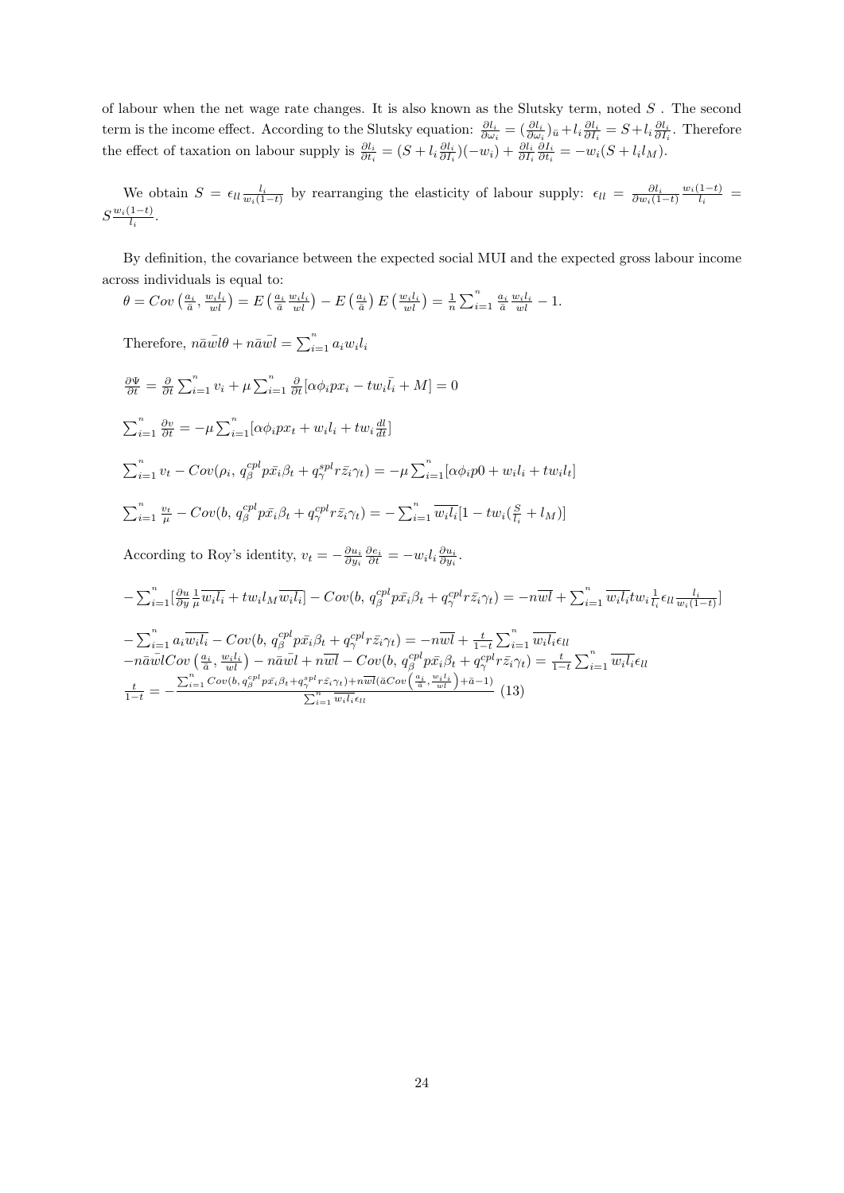of labour when the net wage rate changes. It is also known as the Slutsky term, noted $S$ . The second term is the income effect. According to the Slutsky equation: $\frac{\partial l_i}{\partial \omega_i} = (\frac{\partial l_i}{\partial \omega_i})_{\bar{u}} + l_i \frac{\partial l_i}{\partial I_i} = S + l_i \frac{\partial l_i}{\partial I_i}$. Therefore the effect of taxation on labour supply is $\frac{\partial l_i}{\partial t_i} = (S + l_i \frac{\partial l_i}{\partial I_i})(-w_i) + \frac{\partial l_i}{\partial I_i}\frac{\partial I_i}{\partial t_i} = -w_i(S + l_i l_M)$.

We obtain $S = \epsilon_{ll} \frac{l_i}{w_i(1-t)}$ by rearranging the elasticity of labour supply: $\epsilon_{ll} = \frac{\partial l_i}{\partial w_i(1-t)} \frac{w_i(1-t)}{l_i} = S \frac{w_i(1-t)}{l_i}$.

By definition, the covariance between the expected social MUI and the expected gross labour income across individuals is equal to:

$\theta = Cov\left(\frac{a_i}{\bar{a}}, \frac{w_i l_i}{wl}\right) = E\left(\frac{a_i}{\bar{a}}\frac{w_i l_i}{wl}\right) - E\left(\frac{a_i}{\bar{a}}\right)E\left(\frac{w_i l_i}{wl}\right) = \frac{1}{n}\sum_{i=1}^{n}\frac{a_i}{\bar{a}}\frac{w_i l_i}{wl} - 1.$

Therefore, $n\bar{a}\bar{wl}\theta + n\bar{a}\bar{wl} = \sum_{i=1}^{n} a_i w_i l_i$

$\frac{\partial \Psi}{\partial t} = \frac{\partial}{\partial t}\sum_{i=1}^{n} v_i + \mu \sum_{i=1}^{n}\frac{\partial}{\partial t}[\alpha\phi_i p x_i - t w_i \bar{l_i} + M] = 0$

$\sum_{i=1}^{n}\frac{\partial v}{\partial t} = -\mu\sum_{i=1}^{n}[\alpha\phi_i p x_t + w_i l_i + t w_i \frac{dl}{dt}]$

$\sum_{i=1}^{n} v_t - Cov(\rho_i,\, q_\beta^{cpl} p\bar{x_i}\beta_t + q_\gamma^{spl} r\bar{z_i}\gamma_t) = -\mu\sum_{i=1}^{n}[\alpha\phi_i p0 + w_i l_i + t w_i l_t]$

$\sum_{i=1}^{n}\frac{v_t}{\mu} - Cov(b,\, q_\beta^{cpl} p\bar{x_i}\beta_t + q_\gamma^{cpl} r\bar{z_i}\gamma_t) = -\sum_{i=1}^{n}\overline{w_i l_i}[1 - t w_i(\frac{S}{l_i} + l_M)]$

According to Roy's identity, $v_t = -\frac{\partial u_i}{\partial y_i}\frac{\partial e_i}{\partial t} = -w_i l_i \frac{\partial u_i}{\partial y_i}$.

$-\sum_{i=1}^{n}[\frac{\partial u}{\partial y}\frac{1}{\mu}\overline{w_i l_i} + t w_i l_M \overline{w_i l_i}] - Cov(b,\, q_\beta^{cpl} p\bar{x_i}\beta_t + q_\gamma^{cpl} r\bar{z_i}\gamma_t) = -n\overline{wl} + \sum_{i=1}^{n}\overline{w_i l_i} t w_i \frac{1}{l_i}\epsilon_{ll}\frac{l_i}{w_i(1-t)}]$

$-\sum_{i=1}^{n} a_i \overline{w_i l_i} - Cov(b,\, q_\beta^{cpl} p\bar{x_i}\beta_t + q_\gamma^{cpl} r\bar{z_i}\gamma_t) = -n\overline{wl} + \frac{t}{1-t}\sum_{i=1}^{n}\overline{w_i l_i}\epsilon_{ll}$

$-n\bar{a}\bar{wl}Cov\left(\frac{a_i}{\bar{a}}, \frac{w_i l_i}{wl}\right) - n\bar{a}\bar{wl} + n\overline{wl} - Cov(b,\, q_\beta^{cpl} p\bar{x_i}\beta_t + q_\gamma^{cpl} r\bar{z_i}\gamma_t) = \frac{t}{1-t}\sum_{i=1}^{n}\overline{w_i l_i}\epsilon_{ll}$

$\frac{t}{1-t} = -\frac{\sum_{i=1}^{n} Cov(b, q_\beta^{cpl} p\bar{x_i}\beta_t + q_\gamma^{spl} r\bar{z_i}\gamma_t) + n\overline{wl}(\bar{a}Cov\left(\frac{a_i}{\bar{a}}, \frac{w_i l_i}{wl}\right) + \bar{a} - 1)}{\sum_{i=1}^{n}\overline{w_i l_i}\epsilon_{ll}}$ (13)